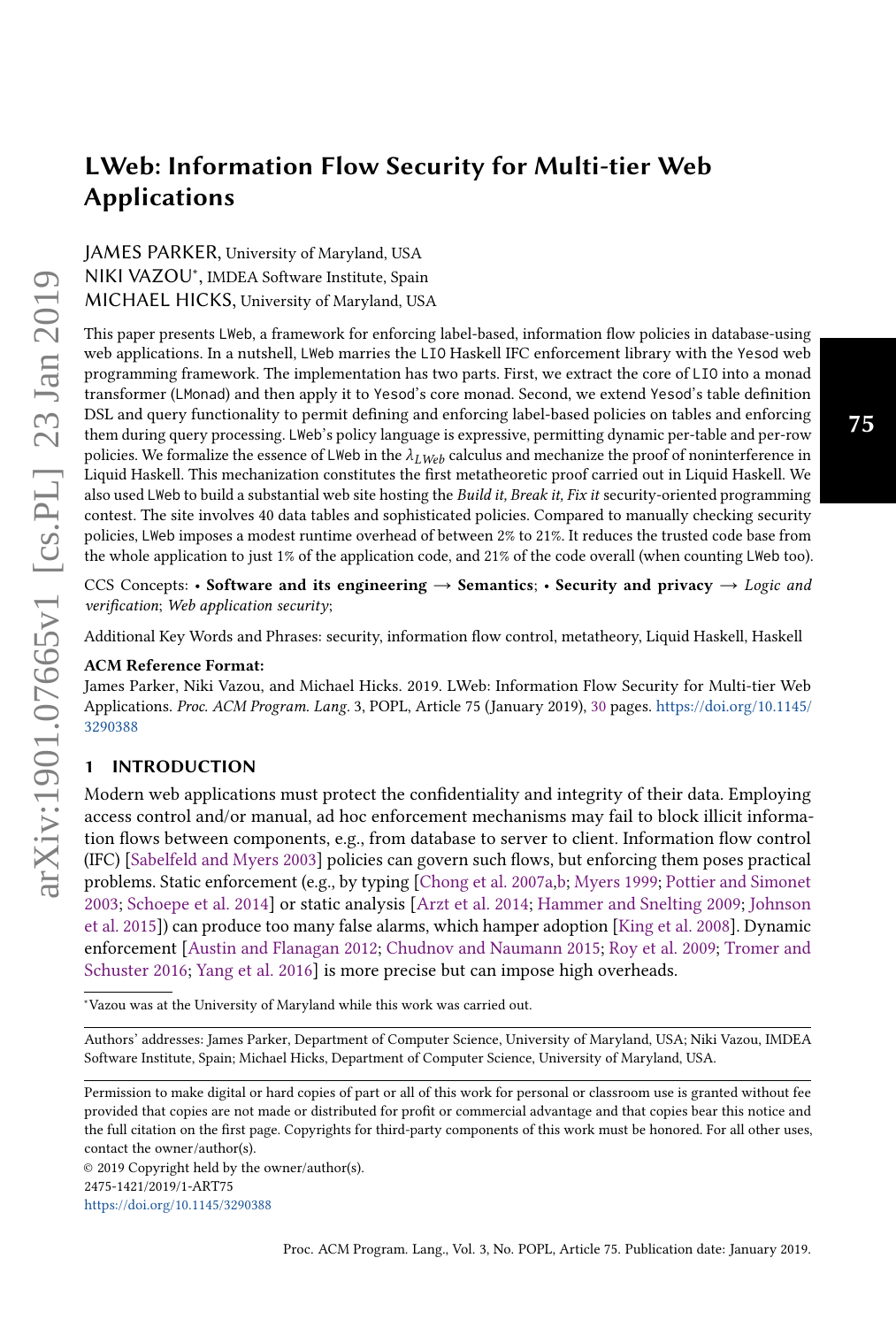# LWeb: Information Flow Security for Multi-tier Web Applications

JAMES PARKER, University of Maryland, USA

NIKI VAZOU*, IMDEA Software Institute, Spain

MICHAEL HICKS, University of Maryland, USA

This paper presents LWeb, a framework for enforcing label-based, information flow policies in database-using web applications. In a nutshell, LWeb marries the LIO Haskell IFC enforcement library with the Yesod web programming framework. The implementation has two parts. First, we extract the core of LIO into a monad transformer (LMonad) and then apply it to Yesod's core monad. Second, we extend Yesod's table definition DSL and query functionality to permit defining and enforcing label-based policies on tables and enforcing them during query processing. LWeb's policy language is expressive, permitting dynamic per-table and per-row policies. We formalize the essence of LWeb in the $\lambda_{LWeb}$ calculus and mechanize the proof of noninterference in Liquid Haskell. This mechanization constitutes the first metatheoretic proof carried out in Liquid Haskell. We also used LWeb to build a substantial web site hosting the *Build it, Break it, Fix it* security-oriented programming contest. The site involves 40 data tables and sophisticated policies. Compared to manually checking security policies, LWeb imposes a modest runtime overhead of between 2% to 21%. It reduces the trusted code base from the whole application to just 1% of the application code, and 21% of the code overall (when counting LWeb too).

CCS Concepts: • **Software and its engineering** → **Semantics**; • **Security and privacy** → *Logic and verification*; *Web application security*;

Additional Key Words and Phrases: security, information flow control, metatheory, Liquid Haskell, Haskell

**ACM Reference Format:**

James Parker, Niki Vazou, and Michael Hicks. 2019. LWeb: Information Flow Security for Multi-tier Web Applications. *Proc. ACM Program. Lang.* 3, POPL, Article 75 (January 2019), 30 pages. https://doi.org/10.1145/3290388

## 1 INTRODUCTION

Modern web applications must protect the confidentiality and integrity of their data. Employing access control and/or manual, ad hoc enforcement mechanisms may fail to block illicit information flows between components, e.g., from database to server to client. Information flow control (IFC) [Sabelfeld and Myers 2003] policies can govern such flows, but enforcing them poses practical problems. Static enforcement (e.g., by typing [Chong et al. 2007a,b; Myers 1999; Pottier and Simonet 2003; Schoepe et al. 2014] or static analysis [Arzt et al. 2014; Hammer and Snelting 2009; Johnson et al. 2015]) can produce too many false alarms, which hamper adoption [King et al. 2008]. Dynamic enforcement [Austin and Flanagan 2012; Chudnov and Naumann 2015; Roy et al. 2009; Tromer and Schuster 2016; Yang et al. 2016] is more precise but can impose high overheads.

*Vazou was at the University of Maryland while this work was carried out.

Authors' addresses: James Parker, Department of Computer Science, University of Maryland, USA; Niki Vazou, IMDEA Software Institute, Spain; Michael Hicks, Department of Computer Science, University of Maryland, USA.

Permission to make digital or hard copies of part or all of this work for personal or classroom use is granted without fee provided that copies are not made or distributed for profit or commercial advantage and that copies bear this notice and the full citation on the first page. Copyrights for third-party components of this work must be honored. For all other uses, contact the owner/author(s).

© 2019 Copyright held by the owner/author(s).

2475-1421/2019/1-ART75

https://doi.org/10.1145/3290388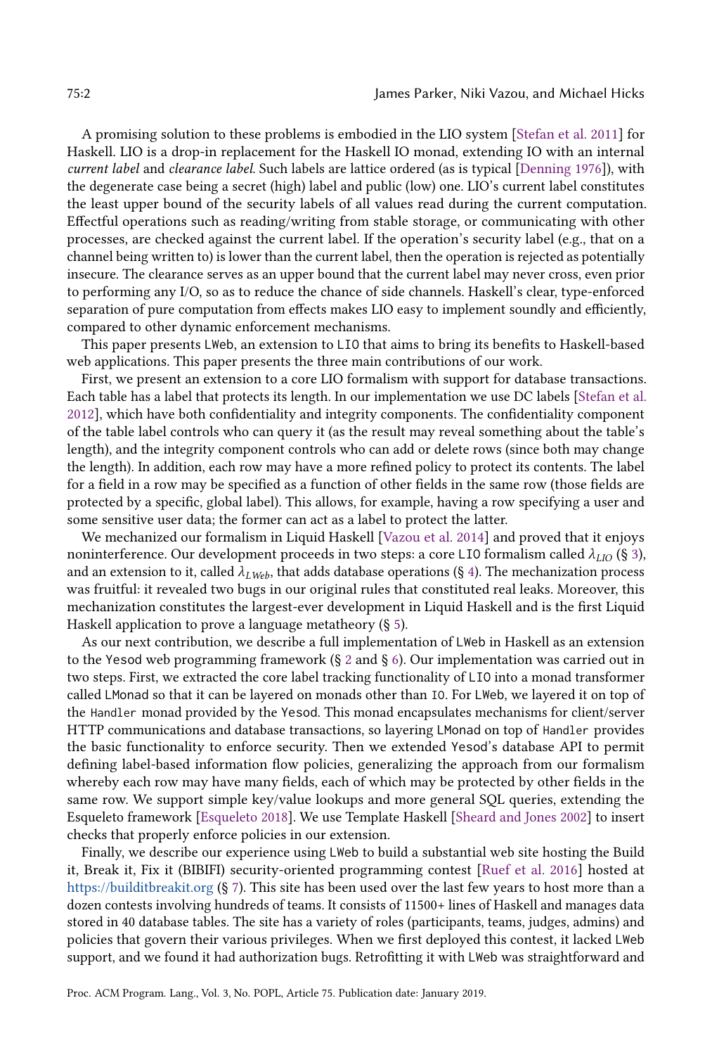A promising solution to these problems is embodied in the LIO system [Stefan et al. 2011] for Haskell. LIO is a drop-in replacement for the Haskell IO monad, extending IO with an internal *current label* and *clearance label*. Such labels are lattice ordered (as is typical [Denning 1976]), with the degenerate case being a secret (high) label and public (low) one. LIO's current label constitutes the least upper bound of the security labels of all values read during the current computation. Effectful operations such as reading/writing from stable storage, or communicating with other processes, are checked against the current label. If the operation's security label (e.g., that on a channel being written to) is lower than the current label, then the operation is rejected as potentially insecure. The clearance serves as an upper bound that the current label may never cross, even prior to performing any I/O, so as to reduce the chance of side channels. Haskell's clear, type-enforced separation of pure computation from effects makes LIO easy to implement soundly and efficiently, compared to other dynamic enforcement mechanisms.

This paper presents LWeb, an extension to LIO that aims to bring its benefits to Haskell-based web applications. This paper presents the three main contributions of our work.

First, we present an extension to a core LIO formalism with support for database transactions. Each table has a label that protects its length. In our implementation we use DC labels [Stefan et al. 2012], which have both confidentiality and integrity components. The confidentiality component of the table label controls who can query it (as the result may reveal something about the table's length), and the integrity component controls who can add or delete rows (since both may change the length). In addition, each row may have a more refined policy to protect its contents. The label for a field in a row may be specified as a function of other fields in the same row (those fields are protected by a specific, global label). This allows, for example, having a row specifying a user and some sensitive user data; the former can act as a label to protect the latter.

We mechanized our formalism in Liquid Haskell [Vazou et al. 2014] and proved that it enjoys noninterference. Our development proceeds in two steps: a core LIO formalism called $\lambda_{LIO}$ (§ 3), and an extension to it, called $\lambda_{LWeb}$, that adds database operations (§ 4). The mechanization process was fruitful: it revealed two bugs in our original rules that constituted real leaks. Moreover, this mechanization constitutes the largest-ever development in Liquid Haskell and is the first Liquid Haskell application to prove a language metatheory (§ 5).

As our next contribution, we describe a full implementation of LWeb in Haskell as an extension to the Yesod web programming framework (§ 2 and § 6). Our implementation was carried out in two steps. First, we extracted the core label tracking functionality of LIO into a monad transformer called LMonad so that it can be layered on monads other than IO. For LWeb, we layered it on top of the Handler monad provided by the Yesod. This monad encapsulates mechanisms for client/server HTTP communications and database transactions, so layering LMonad on top of Handler provides the basic functionality to enforce security. Then we extended Yesod's database API to permit defining label-based information flow policies, generalizing the approach from our formalism whereby each row may have many fields, each of which may be protected by other fields in the same row. We support simple key/value lookups and more general SQL queries, extending the Esqueleto framework [Esqueleto 2018]. We use Template Haskell [Sheard and Jones 2002] to insert checks that properly enforce policies in our extension.

Finally, we describe our experience using LWeb to build a substantial web site hosting the Build it, Break it, Fix it (BIBIFI) security-oriented programming contest [Ruef et al. 2016] hosted at https://builditbreakit.org (§ 7). This site has been used over the last few years to host more than a dozen contests involving hundreds of teams. It consists of 11500+ lines of Haskell and manages data stored in 40 database tables. The site has a variety of roles (participants, teams, judges, admins) and policies that govern their various privileges. When we first deployed this contest, it lacked LWeb support, and we found it had authorization bugs. Retrofitting it with LWeb was straightforward and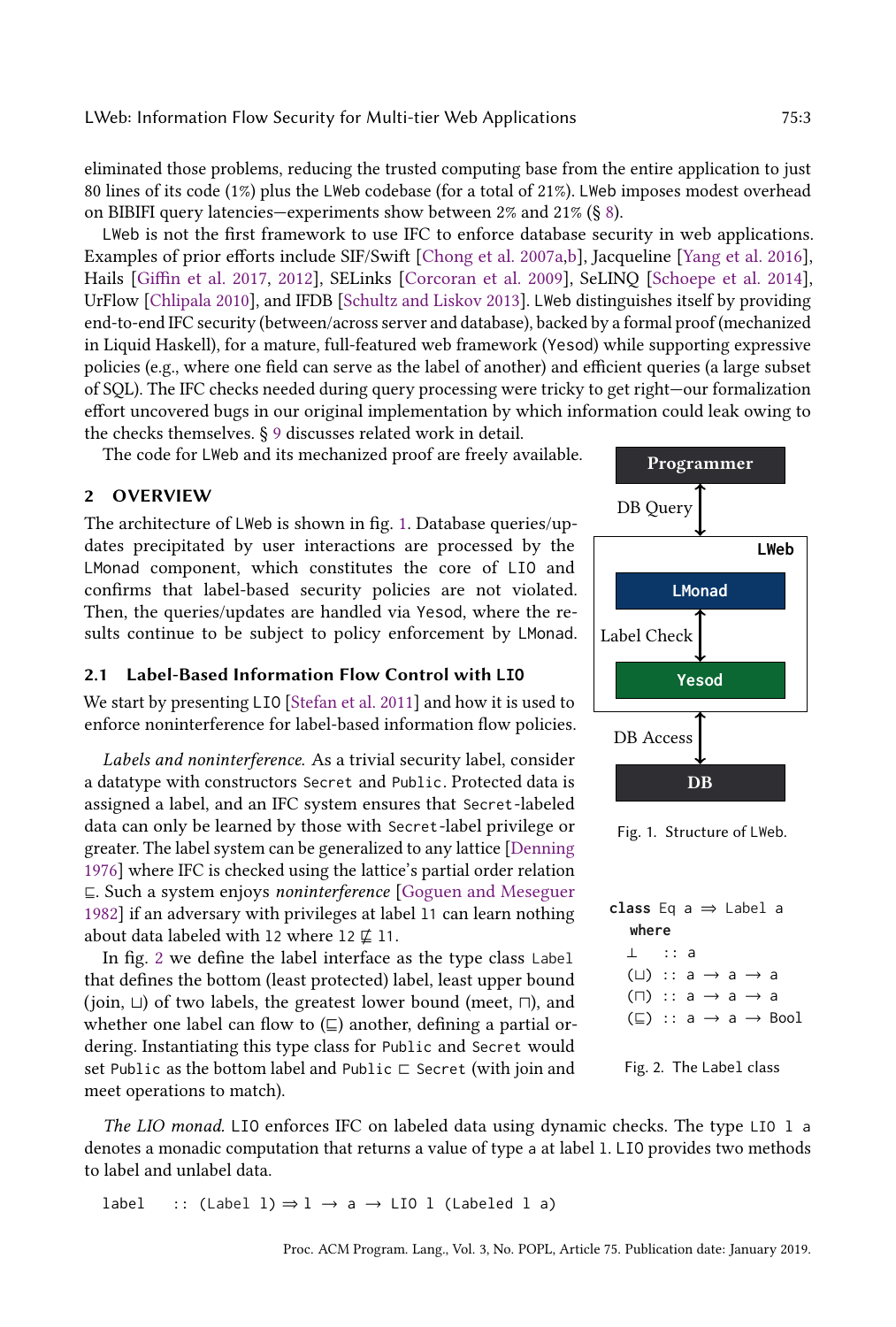eliminated those problems, reducing the trusted computing base from the entire application to just 80 lines of its code (1%) plus the LWeb codebase (for a total of 21%). LWeb imposes modest overhead on BIBIFI query latencies—experiments show between 2% and 21% (§ 8).

LWeb is not the first framework to use IFC to enforce database security in web applications. Examples of prior efforts include SIF/Swift [Chong et al. 2007a,b], Jacqueline [Yang et al. 2016], Hails [Giffin et al. 2017, 2012], SELinks [Corcoran et al. 2009], SeLINQ [Schoepe et al. 2014], UrFlow [Chlipala 2010], and IFDB [Schultz and Liskov 2013]. LWeb distinguishes itself by providing end-to-end IFC security (between/across server and database), backed by a formal proof (mechanized in Liquid Haskell), for a mature, full-featured web framework (Yesod) while supporting expressive policies (e.g., where one field can serve as the label of another) and efficient queries (a large subset of SQL). The IFC checks needed during query processing were tricky to get right—our formalization effort uncovered bugs in our original implementation by which information could leak owing to the checks themselves. § 9 discusses related work in detail.

The code for LWeb and its mechanized proof are freely available.

## 2 OVERVIEW

The architecture of LWeb is shown in fig. 1. Database queries/updates precipitated by user interactions are processed by the LMonad component, which constitutes the core of LIO and confirms that label-based security policies are not violated. Then, the queries/updates are handled via Yesod, where the results continue to be subject to policy enforcement by LMonad.

Programmer ↕ DB Query ↕ LWeb [ LMonad ↕ Label Check ↕ Yesod ] ↕ DB Access ↕ DB

Fig. 1. Structure of LWeb.

### 2.1 Label-Based Information Flow Control with LIO

We start by presenting LIO [Stefan et al. 2011] and how it is used to enforce noninterference for label-based information flow policies.

*Labels and noninterference.* As a trivial security label, consider a datatype with constructors Secret and Public. Protected data is assigned a label, and an IFC system ensures that Secret-labeled data can only be learned by those with Secret-label privilege or greater. The label system can be generalized to any lattice [Denning 1976] where IFC is checked using the lattice's partial order relation $\sqsubseteq$. Such a system enjoys *noninterference* [Goguen and Meseguer 1982] if an adversary with privileges at label l1 can learn nothing about data labeled with l2 where $l2 \not\sqsubseteq l1$.

In fig. 2 we define the label interface as the type class Label that defines the bottom (least protected) label, least upper bound (join, $\sqcup$) of two labels, the greatest lower bound (meet, $\sqcap$), and whether one label can flow to ($\sqsubseteq$) another, defining a partial ordering. Instantiating this type class for Public and Secret would set Public as the bottom label and Public $\sqsubset$ Secret (with join and meet operations to match).

```
class Eq a ⇒ Label a
  where
  ⊥   :: a
  (⊔) :: a → a → a
  (⊓) :: a → a → a
  (⊑) :: a → a → Bool
```

Fig. 2. The Label class

*The LIO monad.* LIO enforces IFC on labeled data using dynamic checks. The type LIO l a denotes a monadic computation that returns a value of type a at label l. LIO provides two methods to label and unlabel data.

```
label   :: (Label l) ⇒ l → a → LIO l (Labeled l a)
```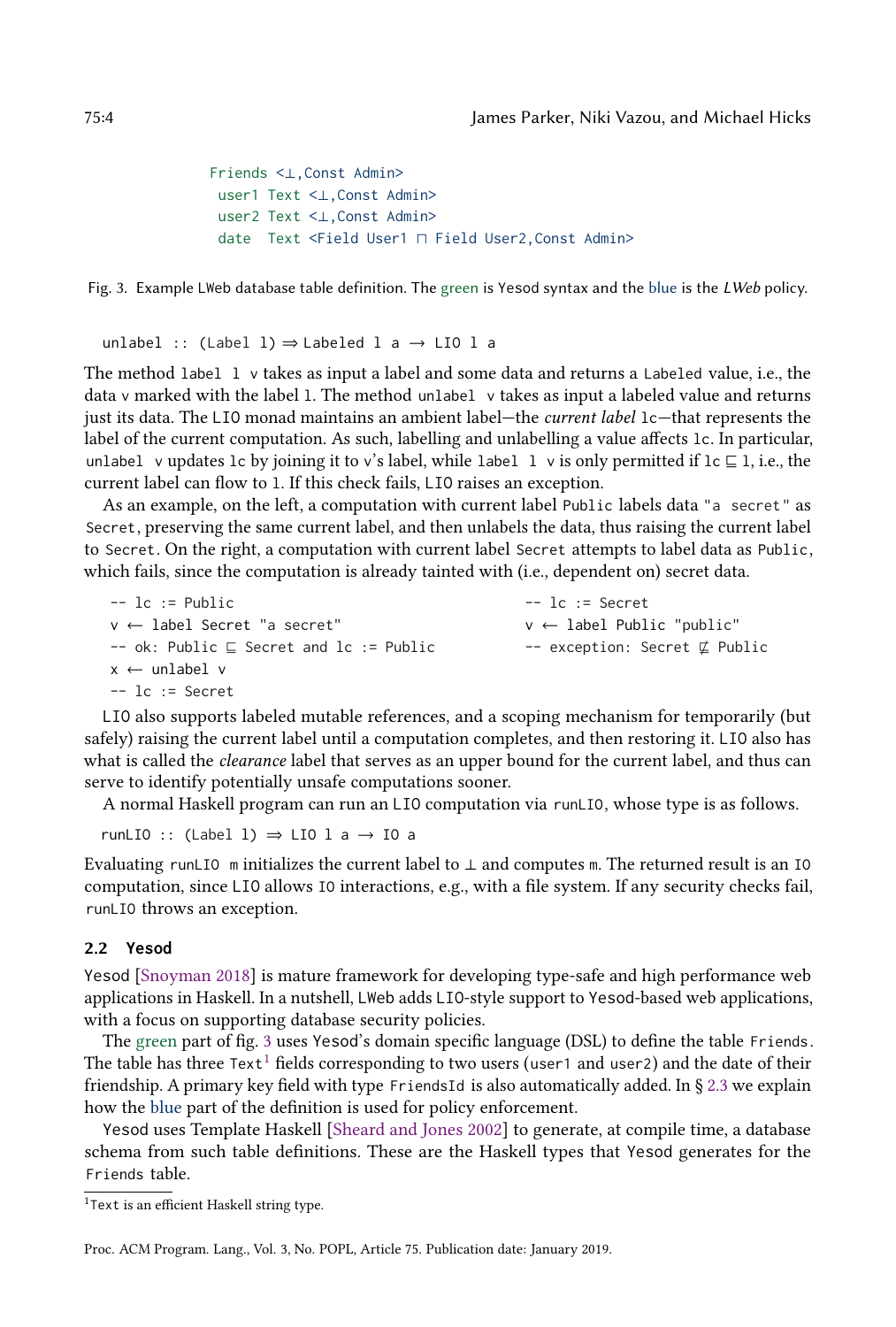```
Friends <⊥,Const Admin>
 user1 Text <⊥,Const Admin>
 user2 Text <⊥,Const Admin>
 date  Text <Field User1 ⊓ Field User2,Const Admin>
```

Fig. 3. Example LWeb database table definition. The green is Yesod syntax and the blue is the *LWeb* policy.

```
unlabel :: (Label l) ⇒ Labeled l a → LIO l a
```

The method `label l v` takes as input a label and some data and returns a `Labeled` value, i.e., the data `v` marked with the label `l`. The method `unlabel v` takes as input a labeled value and returns just its data. The `LIO` monad maintains an ambient label—the *current label* `lc`—that represents the label of the current computation. As such, labelling and unlabelling a value affects `lc`. In particular, `unlabel v` updates `lc` by joining it to `v`'s label, while `label l v` is only permitted if `lc` ⊑ `l`, i.e., the current label can flow to `l`. If this check fails, `LIO` raises an exception.

As an example, on the left, a computation with current label `Public` labels data `"a secret"` as `Secret`, preserving the same current label, and then unlabels the data, thus raising the current label to `Secret`. On the right, a computation with current label `Secret` attempts to label data as `Public`, which fails, since the computation is already tainted with (i.e., dependent on) secret data.

```
-- lc := Public
v ← label Secret "a secret"
-- ok: Public ⊑ Secret and lc := Public
x ← unlabel v
-- lc := Secret
```

```
-- lc := Secret
v ← label Public "public"
-- exception: Secret ⋢ Public
```

`LIO` also supports labeled mutable references, and a scoping mechanism for temporarily (but safely) raising the current label until a computation completes, and then restoring it. `LIO` also has what is called the *clearance* label that serves as an upper bound for the current label, and thus can serve to identify potentially unsafe computations sooner.

A normal Haskell program can run an `LIO` computation via `runLIO`, whose type is as follows.

```
runLIO :: (Label l) ⇒ LIO l a → IO a
```

Evaluating `runLIO m` initializes the current label to ⊥ and computes `m`. The returned result is an `IO` computation, since `LIO` allows `IO` interactions, e.g., with a file system. If any security checks fail, `runLIO` throws an exception.

### 2.2 Yesod

Yesod [Snoyman 2018] is mature framework for developing type-safe and high performance web applications in Haskell. In a nutshell, LWeb adds LIO-style support to Yesod-based web applications, with a focus on supporting database security policies.

The green part of fig. 3 uses Yesod's domain specific language (DSL) to define the table `Friends`. The table has three `Text`[1] fields corresponding to two users (`user1` and `user2`) and the date of their friendship. A primary key field with type `FriendsId` is also automatically added. In § 2.3 we explain how the blue part of the definition is used for policy enforcement.

Yesod uses Template Haskell [Sheard and Jones 2002] to generate, at compile time, a database schema from such table definitions. These are the Haskell types that Yesod generates for the `Friends` table.

[1] `Text` is an efficient Haskell string type.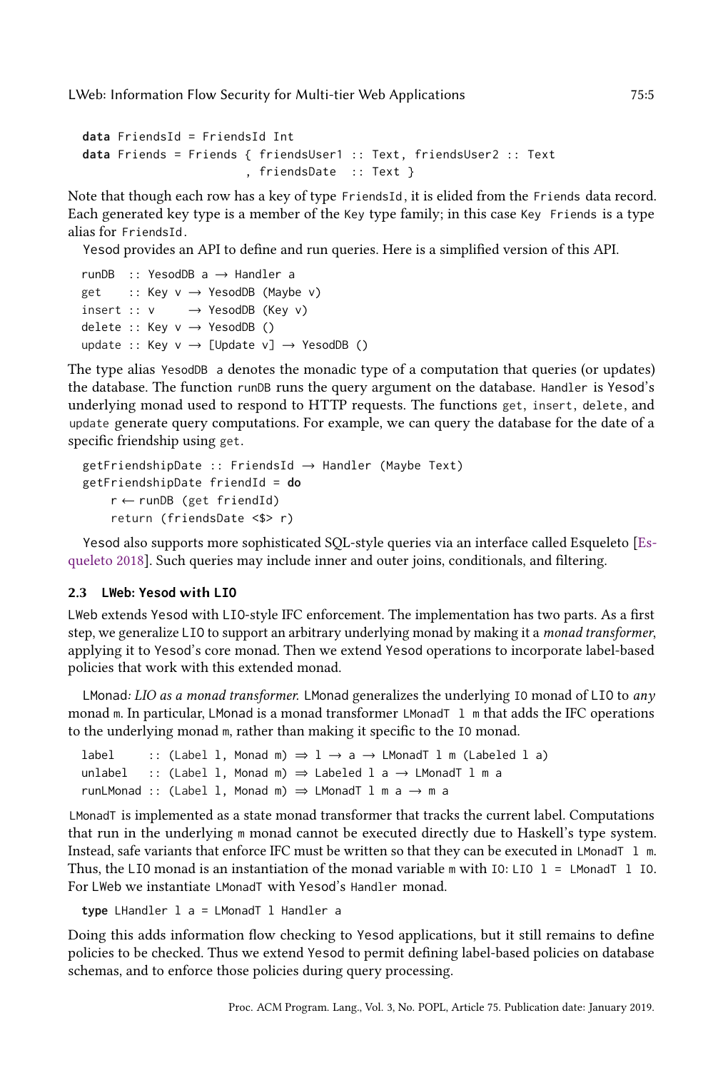```
data FriendsId = FriendsId Int
data Friends = Friends { friendsUser1 :: Text, friendsUser2 :: Text
                       , friendsDate  :: Text }
```

Note that though each row has a key of type `FriendsId`, it is elided from the `Friends` data record. Each generated key type is a member of the `Key` type family; in this case `Key Friends` is a type alias for `FriendsId`.

Yesod provides an API to define and run queries. Here is a simplified version of this API.

```
runDB  :: YesodDB a → Handler a
get    :: Key v → YesodDB (Maybe v)
insert :: v     → YesodDB (Key v)
delete :: Key v → YesodDB ()
update :: Key v → [Update v] → YesodDB ()
```

The type alias `YesodDB a` denotes the monadic type of a computation that queries (or updates) the database. The function `runDB` runs the query argument on the database. `Handler` is Yesod's underlying monad used to respond to HTTP requests. The functions `get`, `insert`, `delete`, and `update` generate query computations. For example, we can query the database for the date of a specific friendship using `get`.

```
getFriendshipDate :: FriendsId → Handler (Maybe Text)
getFriendshipDate friendId = do
    r ← runDB (get friendId)
    return (friendsDate <$> r)
```

Yesod also supports more sophisticated SQL-style queries via an interface called Esqueleto [Esqueleto 2018]. Such queries may include inner and outer joins, conditionals, and filtering.

### 2.3 LWeb: Yesod with LIO

LWeb extends Yesod with LIO-style IFC enforcement. The implementation has two parts. As a first step, we generalize LIO to support an arbitrary underlying monad by making it a *monad transformer*, applying it to Yesod's core monad. Then we extend Yesod operations to incorporate label-based policies that work with this extended monad.

LMonad*: LIO as a monad transformer.* LMonad generalizes the underlying `IO` monad of LIO to *any* monad `m`. In particular, LMonad is a monad transformer `LMonadT l m` that adds the IFC operations to the underlying monad `m`, rather than making it specific to the `IO` monad.

```
label     :: (Label l, Monad m) ⇒ l → a → LMonadT l m (Labeled l a)
unlabel   :: (Label l, Monad m) ⇒ Labeled l a → LMonadT l m a
runLMonad :: (Label l, Monad m) ⇒ LMonadT l m a → m a
```

`LMonadT` is implemented as a state monad transformer that tracks the current label. Computations that run in the underlying `m` monad cannot be executed directly due to Haskell's type system. Instead, safe variants that enforce IFC must be written so that they can be executed in `LMonadT l m`. Thus, the LIO monad is an instantiation of the monad variable `m` with `IO`: `LIO l = LMonadT l IO`. For LWeb we instantiate `LMonadT` with Yesod's `Handler` monad.

```
type LHandler l a = LMonadT l Handler a
```

Doing this adds information flow checking to Yesod applications, but it still remains to define policies to be checked. Thus we extend Yesod to permit defining label-based policies on database schemas, and to enforce those policies during query processing.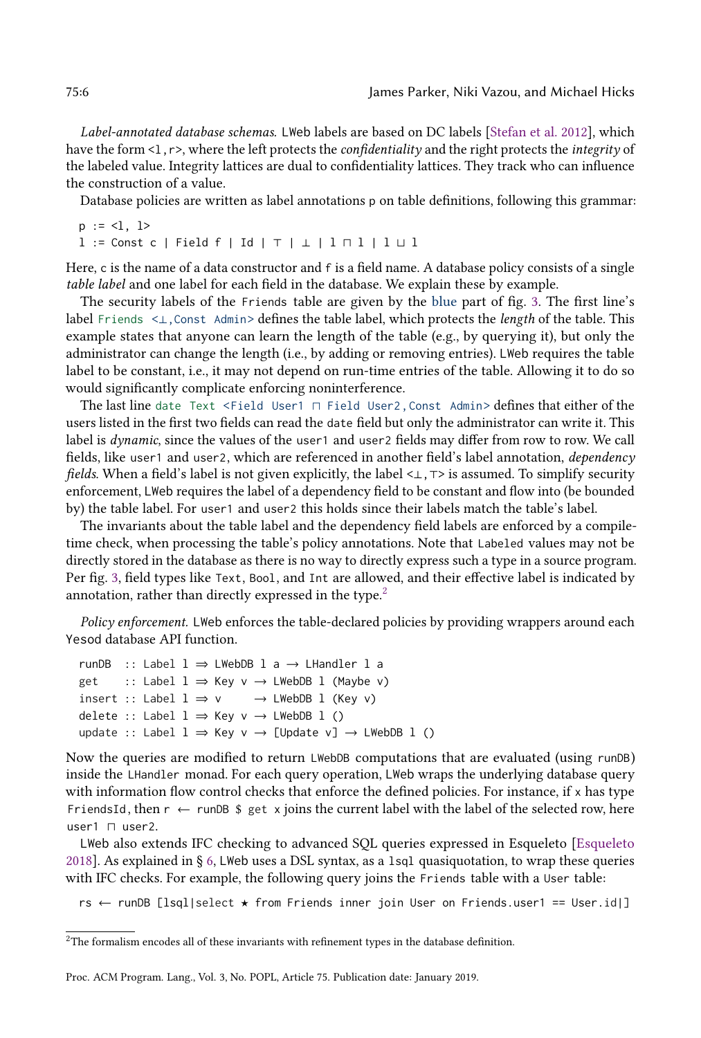*Label-annotated database schemas.* LWeb labels are based on DC labels [Stefan et al. 2012], which have the form `<l,r>`, where the left protects the *confidentiality* and the right protects the *integrity* of the labeled value. Integrity lattices are dual to confidentiality lattices. They track who can influence the construction of a value.

Database policies are written as label annotations p on table definitions, following this grammar:

```
p := <l, l>
l := Const c | Field f | Id | ⊤ | ⊥ | l ⊓ l | l ⊔ l
```

Here, c is the name of a data constructor and f is a field name. A database policy consists of a single *table label* and one label for each field in the database. We explain these by example.

The security labels of the `Friends` table are given by the blue part of fig. 3. The first line's label `Friends <⊥,Const Admin>` defines the table label, which protects the *length* of the table. This example states that anyone can learn the length of the table (e.g., by querying it), but only the administrator can change the length (i.e., by adding or removing entries). LWeb requires the table label to be constant, i.e., it may not depend on run-time entries of the table. Allowing it to do so would significantly complicate enforcing noninterference.

The last line `date Text <Field User1 ⊓ Field User2,Const Admin>` defines that either of the users listed in the first two fields can read the `date` field but only the administrator can write it. This label is *dynamic*, since the values of the `user1` and `user2` fields may differ from row to row. We call fields, like `user1` and `user2`, which are referenced in another field's label annotation, *dependency fields*. When a field's label is not given explicitly, the label `<⊥,⊤>` is assumed. To simplify security enforcement, LWeb requires the label of a dependency field to be constant and flow into (be bounded by) the table label. For `user1` and `user2` this holds since their labels match the table's label.

The invariants about the table label and the dependency field labels are enforced by a compile-time check, when processing the table's policy annotations. Note that `Labeled` values may not be directly stored in the database as there is no way to directly express such a type in a source program. Per fig. 3, field types like `Text`, `Bool`, and `Int` are allowed, and their effective label is indicated by annotation, rather than directly expressed in the type.[2]

*Policy enforcement.* LWeb enforces the table-declared policies by providing wrappers around each Yesod database API function.

```
runDB  :: Label l ⇒ LWebDB l a → LHandler l a
get    :: Label l ⇒ Key v → LWebDB l (Maybe v)
insert :: Label l ⇒ v     → LWebDB l (Key v)
delete :: Label l ⇒ Key v → LWebDB l ()
update :: Label l ⇒ Key v → [Update v] → LWebDB l ()
```

Now the queries are modified to return `LWebDB` computations that are evaluated (using `runDB`) inside the `LHandler` monad. For each query operation, LWeb wraps the underlying database query with information flow control checks that enforce the defined policies. For instance, if `x` has type `FriendsId`, then `r ← runDB $ get x` joins the current label with the label of the selected row, here `user1 ⊓ user2`.

LWeb also extends IFC checking to advanced SQL queries expressed in Esqueleto [Esqueleto 2018]. As explained in § 6, LWeb uses a DSL syntax, as a `lsql` quasiquotation, to wrap these queries with IFC checks. For example, the following query joins the `Friends` table with a `User` table:

```
rs ← runDB [lsql|select ⋆ from Friends inner join User on Friends.user1 == User.id|]
```

[2]The formalism encodes all of these invariants with refinement types in the database definition.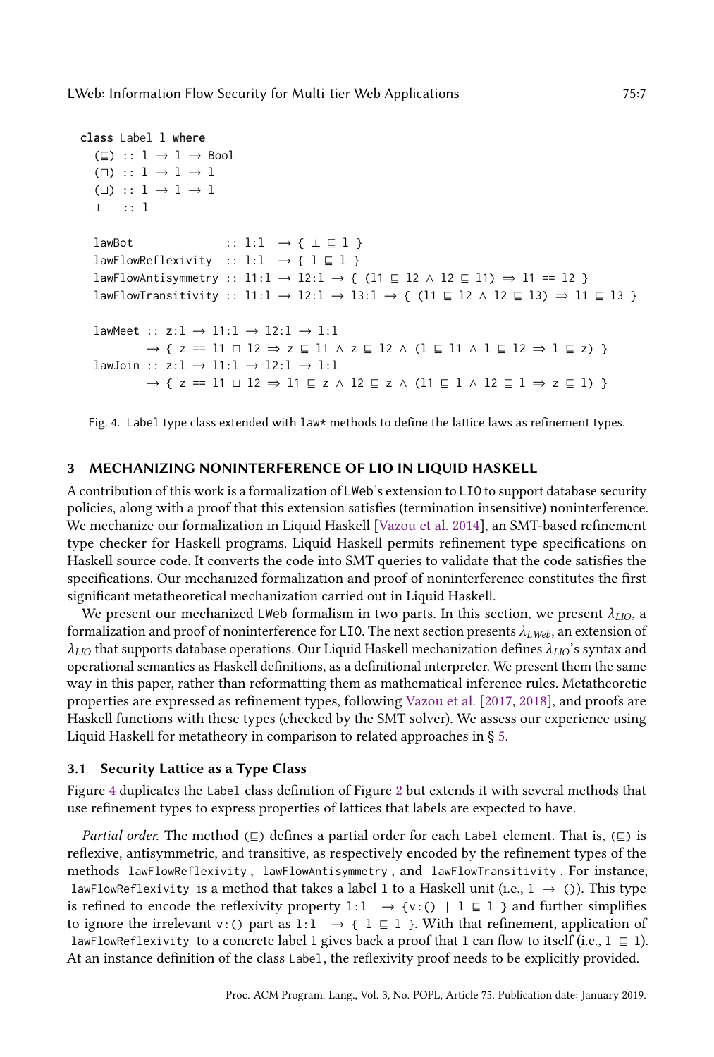```
class Label l where
  (⊑) :: l → l → Bool
  (⊓) :: l → l → l
  (⊔) :: l → l → l
  ⊥   :: l

  lawBot             :: l:l  → { ⊥ ⊑ l }
  lawFlowReflexivity  :: l:l  → { l ⊑ l }
  lawFlowAntisymmetry :: l1:l → l2:l → { (l1 ⊑ l2 ∧ l2 ⊑ l1) ⇒ l1 == l2 }
  lawFlowTransitivity :: l1:l → l2:l → l3:l → { (l1 ⊑ l2 ∧ l2 ⊑ l3) ⇒ l1 ⊑ l3 }

  lawMeet :: z:l → l1:l → l2:l → l:l
          → { z == l1 ⊓ l2 ⇒ z ⊑ l1 ∧ z ⊑ l2 ∧ (l ⊑ l1 ∧ l ⊑ l2 ⇒ l ⊑ z) }
  lawJoin :: z:l → l1:l → l2:l → l:l
          → { z == l1 ⊔ l2 ⇒ l1 ⊑ z ∧ l2 ⊑ z ∧ (l1 ⊑ l ∧ l2 ⊑ l ⇒ z ⊑ l) }
```

Fig. 4. `Label` type class extended with `law*` methods to define the lattice laws as refinement types.

## 3 MECHANIZING NONINTERFERENCE OF LIO IN LIQUID HASKELL

A contribution of this work is a formalization of LWeb's extension to LIO to support database security policies, along with a proof that this extension satisfies (termination insensitive) noninterference. We mechanize our formalization in Liquid Haskell [Vazou et al. 2014], an SMT-based refinement type checker for Haskell programs. Liquid Haskell permits refinement type specifications on Haskell source code. It converts the code into SMT queries to validate that the code satisfies the specifications. Our mechanized formalization and proof of noninterference constitutes the first significant metatheoretical mechanization carried out in Liquid Haskell.

We present our mechanized LWeb formalism in two parts. In this section, we present $\lambda_{LIO}$, a formalization and proof of noninterference for LIO. The next section presents $\lambda_{LWeb}$, an extension of $\lambda_{LIO}$ that supports database operations. Our Liquid Haskell mechanization defines $\lambda_{LIO}$'s syntax and operational semantics as Haskell definitions, as a definitional interpreter. We present them the same way in this paper, rather than reformatting them as mathematical inference rules. Metatheoretic properties are expressed as refinement types, following Vazou et al. [2017, 2018], and proofs are Haskell functions with these types (checked by the SMT solver). We assess our experience using Liquid Haskell for metatheory in comparison to related approaches in § 5.

### 3.1 Security Lattice as a Type Class

Figure 4 duplicates the `Label` class definition of Figure 2 but extends it with several methods that use refinement types to express properties of lattices that labels are expected to have.

*Partial order.* The method `(⊑)` defines a partial order for each `Label` element. That is, `(⊑)` is reflexive, antisymmetric, and transitive, as respectively encoded by the refinement types of the methods `lawFlowReflexivity`, `lawFlowAntisymmetry`, and `lawFlowTransitivity`. For instance, `lawFlowReflexivity` is a method that takes a label `l` to a Haskell unit (i.e., `l → ()`). This type is refined to encode the reflexivity property `l:l → {v:() | l ⊑ l }` and further simplifies to ignore the irrelevant `v:()` part as `l:l → { l ⊑ l }`. With that refinement, application of `lawFlowReflexivity` to a concrete label `l` gives back a proof that `l` can flow to itself (i.e., `l ⊑ l`). At an instance definition of the class `Label`, the reflexivity proof needs to be explicitly provided.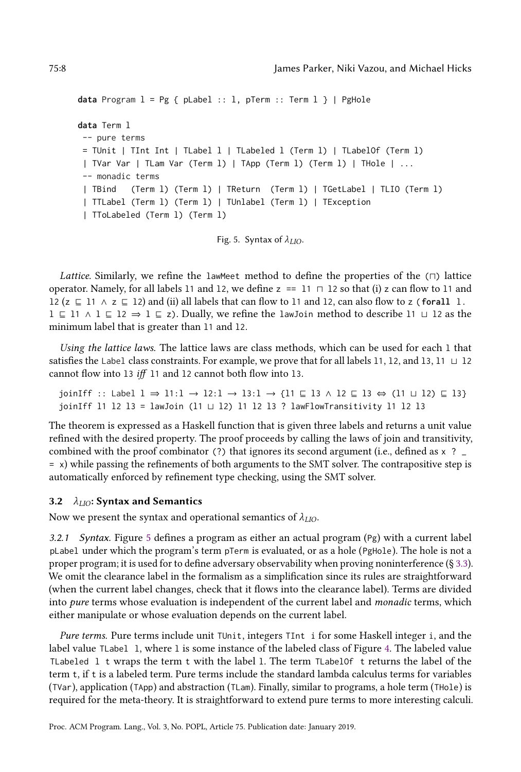```haskell
data Program l = Pg { pLabel :: l, pTerm :: Term l } | PgHole

data Term l
 -- pure terms
 = TUnit | TInt Int | TLabel l | TLabeled l (Term l) | TLabelOf (Term l)
 | TVar Var | TLam Var (Term l) | TApp (Term l) (Term l) | THole | ...
 -- monadic terms
 | TBind   (Term l) (Term l) | TReturn  (Term l) | TGetLabel | TLIO (Term l)
 | TTLabel (Term l) (Term l) | TUnlabel (Term l) | TException
 | TToLabeled (Term l) (Term l)
```

Fig. 5. Syntax of $\lambda_{LIO}$.

*Lattice.* Similarly, we refine the `lawMeet` method to define the properties of the (⊓) lattice operator. Namely, for all labels `l1` and `l2`, we define `z == l1 ⊓ l2` so that (i) `z` can flow to `l1` and `l2` (`z ⊑ l1 ∧ z ⊑ l2`) and (ii) all labels that can flow to `l1` and `l2`, can also flow to `z` (`forall l. l ⊑ l1 ∧ l ⊑ l2 ⇒ l ⊑ z`). Dually, we refine the `lawJoin` method to describe `l1 ⊔ l2` as the minimum label that is greater than `l1` and `l2`.

*Using the lattice laws.* The lattice laws are class methods, which can be used for each `l` that satisfies the `Label` class constraints. For example, we prove that for all labels `l1`, `l2`, and `l3`, `l1 ⊔ l2` cannot flow into `l3` *iff* `l1` and `l2` cannot both flow into `l3`.

```haskell
joinIff :: Label l ⇒ l1:l → l2:l → l3:l → {l1 ⊑ l3 ∧ l2 ⊑ l3 ⇔ (l1 ⊔ l2) ⊑ l3}
joinIff l1 l2 l3 = lawJoin (l1 ⊔ l2) l1 l2 l3 ? lawFlowTransitivity l1 l2 l3
```

The theorem is expressed as a Haskell function that is given three labels and returns a unit value refined with the desired property. The proof proceeds by calling the laws of join and transitivity, combined with the proof combinator `(?)` that ignores its second argument (i.e., defined as `x ? _ = x`) while passing the refinements of both arguments to the SMT solver. The contrapositive step is automatically enforced by refinement type checking, using the SMT solver.

### 3.2 $\lambda_{LIO}$: Syntax and Semantics

Now we present the syntax and operational semantics of $\lambda_{LIO}$.

*3.2.1 Syntax.* Figure 5 defines a program as either an actual program (`Pg`) with a current label `pLabel` under which the program's term `pTerm` is evaluated, or as a hole (`PgHole`). The hole is not a proper program; it is used for to define adversary observability when proving noninterference (§ 3.3). We omit the clearance label in the formalism as a simplification since its rules are straightforward (when the current label changes, check that it flows into the clearance label). Terms are divided into *pure* terms whose evaluation is independent of the current label and *monadic* terms, which either manipulate or whose evaluation depends on the current label.

*Pure terms.* Pure terms include unit `TUnit`, integers `TInt i` for some Haskell integer `i`, and the label value `TLabel l`, where `l` is some instance of the labeled class of Figure 4. The labeled value `TLabeled l t` wraps the term `t` with the label `l`. The term `TLabelOf t` returns the label of the term `t`, if `t` is a labeled term. Pure terms include the standard lambda calculus terms for variables (`TVar`), application (`TApp`) and abstraction (`TLam`). Finally, similar to programs, a hole term (`THole`) is required for the meta-theory. It is straightforward to extend pure terms to more interesting calculi.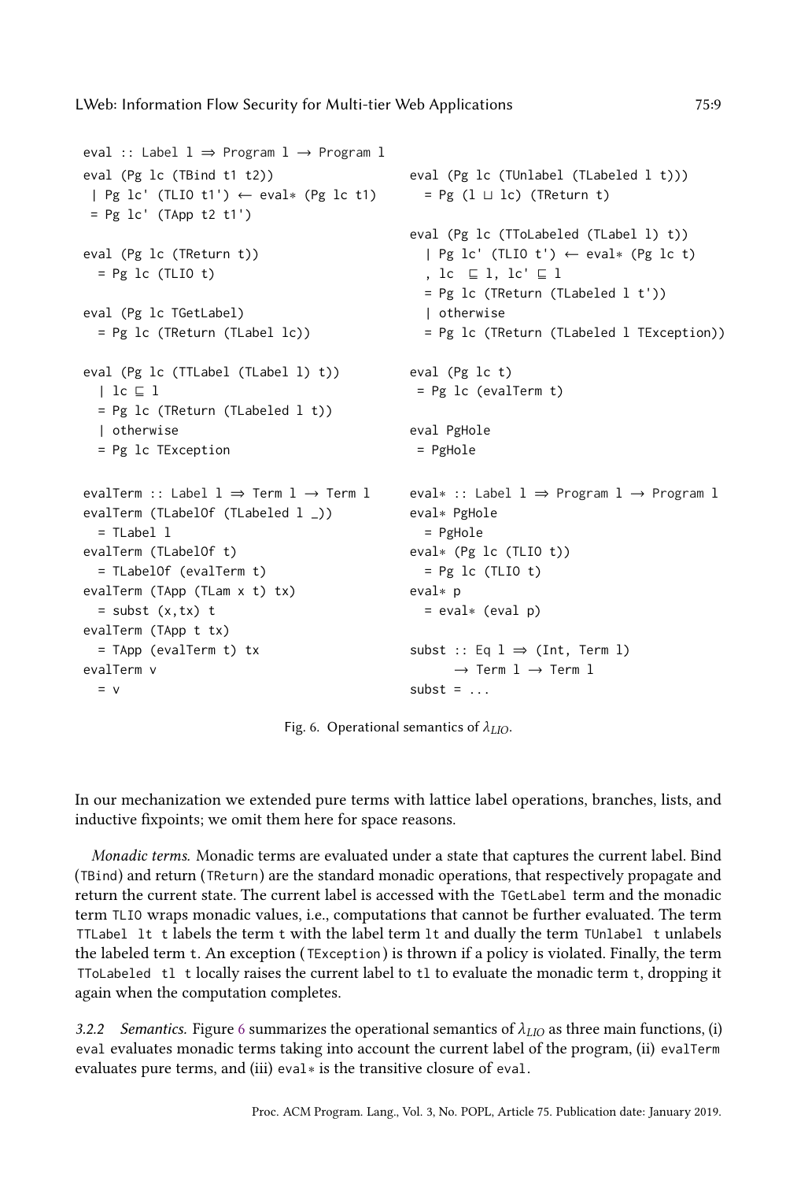```
eval :: Label l ⇒ Program l → Program l
eval (Pg lc (TBind t1 t2))
 | Pg lc' (TLIO t1') ← eval∗ (Pg lc t1)
 = Pg lc' (TApp t2 t1')

eval (Pg lc (TReturn t))
  = Pg lc (TLIO t)

eval (Pg lc TGetLabel)
  = Pg lc (TReturn (TLabel lc))

eval (Pg lc (TTLabel (TLabel l) t))
  | lc ⊑ l
  = Pg lc (TReturn (TLabeled l t))
  | otherwise
  = Pg lc TException

eval (Pg lc (TUnlabel (TLabeled l t)))
  = Pg (l ⊔ lc) (TReturn t)

eval (Pg lc (TToLabeled (TLabel l) t))
  | Pg lc' (TLIO t') ← eval∗ (Pg lc t)
  , lc  ⊑ l, lc' ⊑ l
  = Pg lc (TReturn (TLabeled l t'))
  | otherwise
  = Pg lc (TReturn (TLabeled l TException))

eval (Pg lc t)
 = Pg lc (evalTerm t)

eval PgHole
 = PgHole

evalTerm :: Label l ⇒ Term l → Term l
evalTerm (TLabelOf (TLabeled l _))
  = TLabel l
evalTerm (TLabelOf t)
  = TLabelOf (evalTerm t)
evalTerm (TApp (TLam x t) tx)
  = subst (x,tx) t
evalTerm (TApp t tx)
  = TApp (evalTerm t) tx
evalTerm v
  = v

eval∗ :: Label l ⇒ Program l → Program l
eval∗ PgHole
  = PgHole
eval∗ (Pg lc (TLIO t))
  = Pg lc (TLIO t)
eval∗ p
  = eval∗ (eval p)

subst :: Eq l ⇒ (Int, Term l)
      → Term l → Term l
subst = ...
```

Fig. 6. Operational semantics of $\lambda_{LIO}$.

In our mechanization we extended pure terms with lattice label operations, branches, lists, and inductive fixpoints; we omit them here for space reasons.

*Monadic terms.* Monadic terms are evaluated under a state that captures the current label. Bind (`TBind`) and return (`TReturn`) are the standard monadic operations, that respectively propagate and return the current state. The current label is accessed with the `TGetLabel` term and the monadic term `TLIO` wraps monadic values, i.e., computations that cannot be further evaluated. The term `TTLabel lt t` labels the term `t` with the label term `lt` and dually the term `TUnlabel t` unlabels the labeled term `t`. An exception (`TException`) is thrown if a policy is violated. Finally, the term `TToLabeled tl t` locally raises the current label to `tl` to evaluate the monadic term `t`, dropping it again when the computation completes.

*3.2.2 Semantics.* Figure 6 summarizes the operational semantics of $\lambda_{LIO}$ as three main functions, (i) `eval` evaluates monadic terms taking into account the current label of the program, (ii) `evalTerm` evaluates pure terms, and (iii) `eval∗` is the transitive closure of `eval`.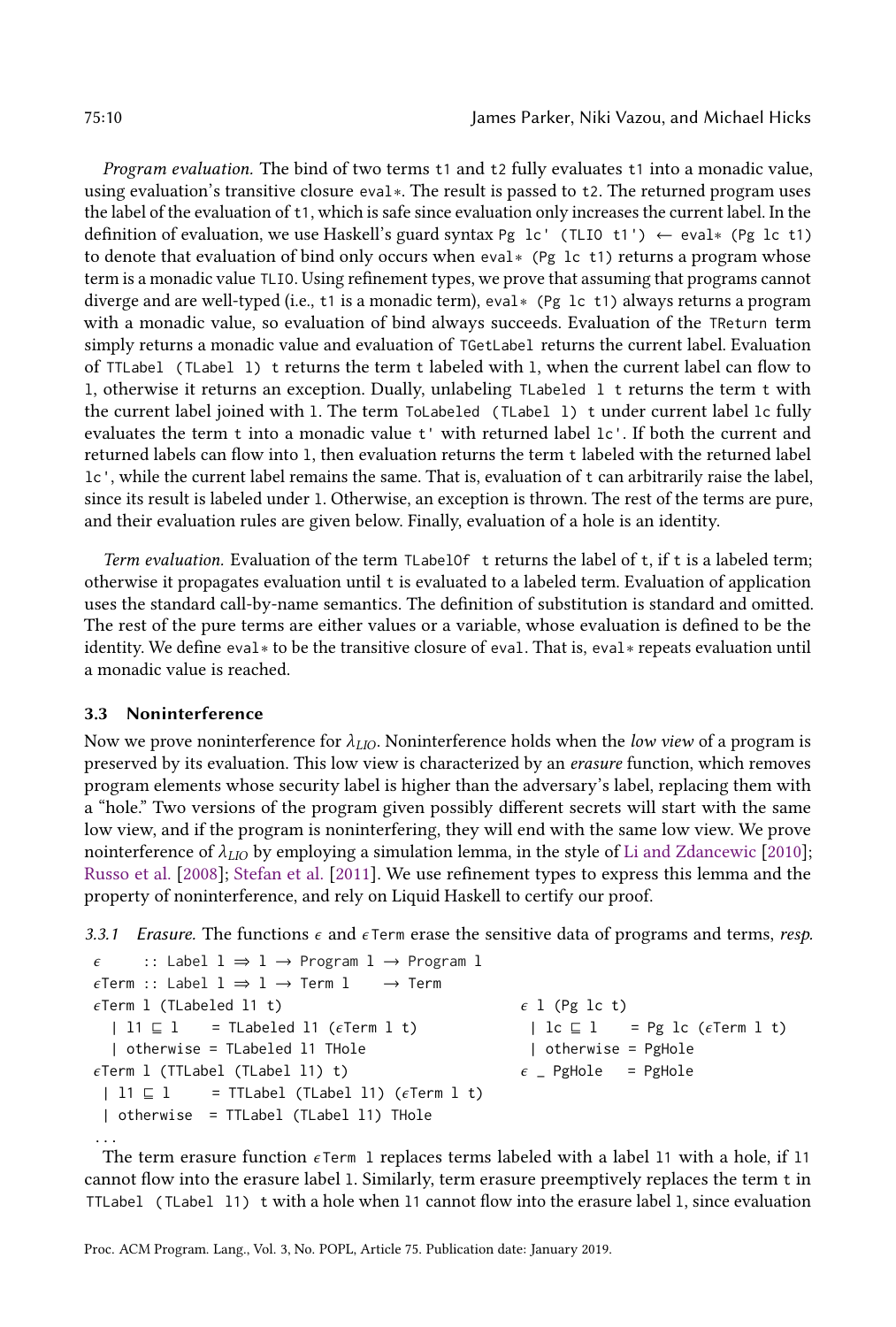*Program evaluation.* The bind of two terms `t1` and `t2` fully evaluates `t1` into a monadic value, using evaluation's transitive closure `eval*`. The result is passed to `t2`. The returned program uses the label of the evaluation of `t1`, which is safe since evaluation only increases the current label. In the definition of evaluation, we use Haskell's guard syntax `Pg lc' (TLIO t1') ← eval* (Pg lc t1)` to denote that evaluation of bind only occurs when `eval* (Pg lc t1)` returns a program whose term is a monadic value `TLIO`. Using refinement types, we prove that assuming that programs cannot diverge and are well-typed (i.e., `t1` is a monadic term), `eval* (Pg lc t1)` always returns a program with a monadic value, so evaluation of bind always succeeds. Evaluation of the `TReturn` term simply returns a monadic value and evaluation of `TGetLabel` returns the current label. Evaluation of `TTLabel (TLabel l) t` returns the term `t` labeled with `l`, when the current label can flow to `l`, otherwise it returns an exception. Dually, unlabeling `TLabeled l t` returns the term `t` with the current label joined with `l`. The term `ToLabeled (TLabel l) t` under current label `lc` fully evaluates the term `t` into a monadic value `t'` with returned label `lc'`. If both the current and returned labels can flow into `l`, then evaluation returns the term `t` labeled with the returned label `lc'`, while the current label remains the same. That is, evaluation of `t` can arbitrarily raise the label, since its result is labeled under `l`. Otherwise, an exception is thrown. The rest of the terms are pure, and their evaluation rules are given below. Finally, evaluation of a hole is an identity.

*Term evaluation.* Evaluation of the term `TLabelOf t` returns the label of `t`, if `t` is a labeled term; otherwise it propagates evaluation until `t` is evaluated to a labeled term. Evaluation of application uses the standard call-by-name semantics. The definition of substitution is standard and omitted. The rest of the pure terms are either values or a variable, whose evaluation is defined to be the identity. We define `eval*` to be the transitive closure of `eval`. That is, `eval*` repeats evaluation until a monadic value is reached.

### 3.3 Noninterference

Now we prove noninterference for $\lambda_{LIO}$. Noninterference holds when the *low view* of a program is preserved by its evaluation. This low view is characterized by an *erasure* function, which removes program elements whose security label is higher than the adversary's label, replacing them with a "hole." Two versions of the program given possibly different secrets will start with the same low view, and if the program is noninterfering, they will end with the same low view. We prove nointerference of $\lambda_{LIO}$ by employing a simulation lemma, in the style of Li and Zdancewic [2010]; Russo et al. [2008]; Stefan et al. [2011]. We use refinement types to express this lemma and the property of noninterference, and rely on Liquid Haskell to certify our proof.

#### 3.3.1 Erasure.

The functions $\epsilon$ and $\epsilon$`Term` erase the sensitive data of programs and terms, *resp.*

```
ϵ     :: Label l ⇒ l → Program l → Program l
ϵTerm :: Label l ⇒ l → Term l    → Term
ϵTerm l (TLabeled l1 t)
  | l1 ⊑ l    = TLabeled l1 (ϵTerm l t)
  | otherwise = TLabeled l1 THole
ϵTerm l (TTLabel (TLabel l1) t)
 | l1 ⊑ l     = TTLabel (TLabel l1) (ϵTerm l t)
 | otherwise  = TTLabel (TLabel l1) THole
...
```

```
ϵ l (Pg lc t)
 | lc ⊑ l    = Pg lc (ϵTerm l t)
 | otherwise = PgHole
ϵ _ PgHole   = PgHole
```

The term erasure function $\epsilon$`Term l` replaces terms labeled with a label `l1` with a hole, if `l1` cannot flow into the erasure label `l`. Similarly, term erasure preemptively replaces the term `t` in `TTLabel (TLabel l1) t` with a hole when `l1` cannot flow into the erasure label `l`, since evaluation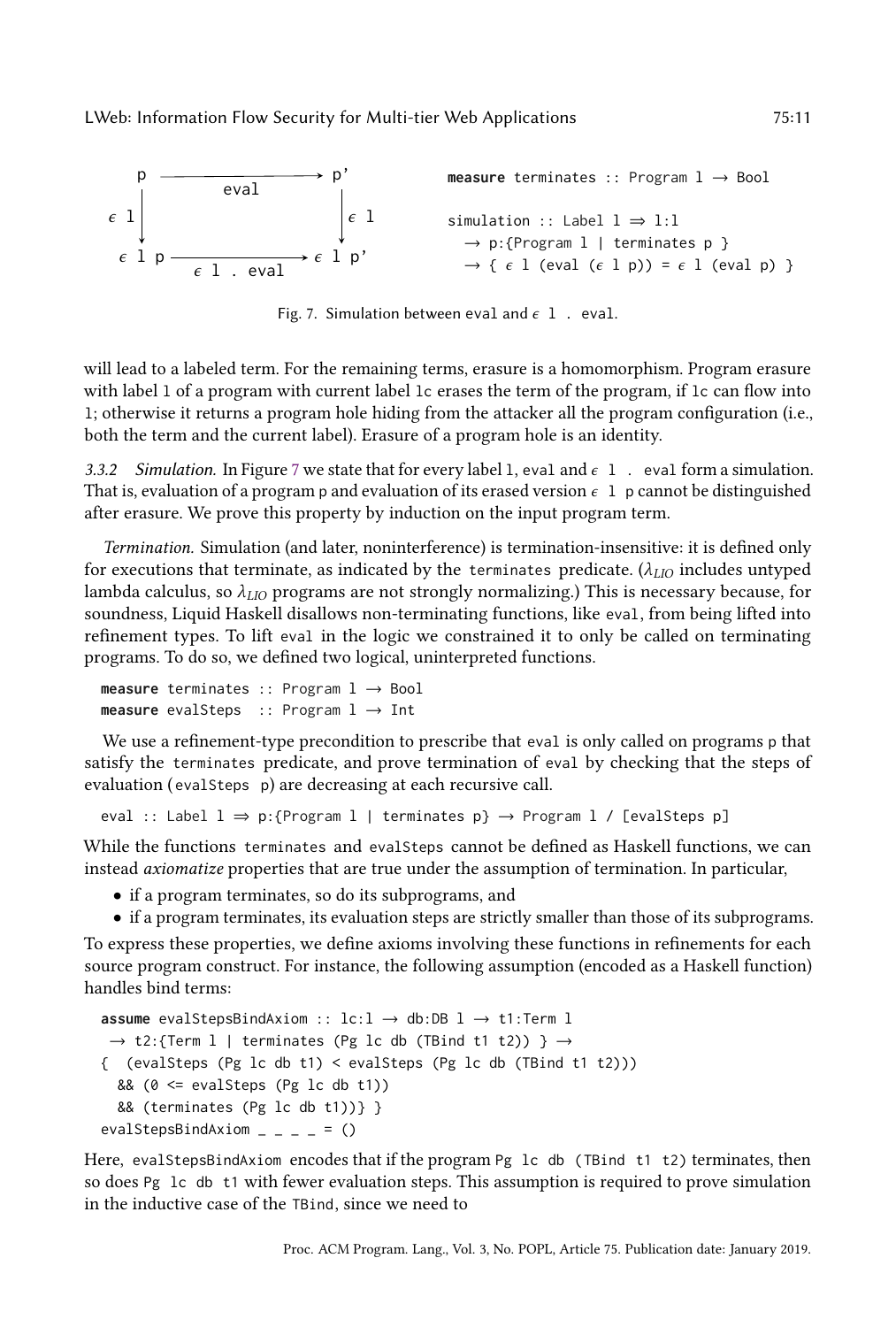```
p  ──────────────────→ p'
         eval
ϵ l │                 │ ϵ l
    ↓                 ↓
ϵ l p ───────────────→ ϵ l p'
        ϵ l . eval
```

```
measure terminates :: Program l → Bool

simulation :: Label l ⇒ l:l
  → p:{Program l | terminates p }
  → { ϵ l (eval (ϵ l p)) = ϵ l (eval p) }
```

Fig. 7. Simulation between `eval` and `ϵ l . eval`.

will lead to a labeled term. For the remaining terms, erasure is a homomorphism. Program erasure with label `l` of a program with current label `lc` erases the term of the program, if `lc` can flow into `l`; otherwise it returns a program hole hiding from the attacker all the program configuration (i.e., both the term and the current label). Erasure of a program hole is an identity.

*3.3.2 Simulation.* In Figure 7 we state that for every label `l`, `eval` and `ϵ l . eval` form a simulation. That is, evaluation of a program `p` and evaluation of its erased version `ϵ l p` cannot be distinguished after erasure. We prove this property by induction on the input program term.

*Termination.* Simulation (and later, noninterference) is termination-insensitive: it is defined only for executions that terminate, as indicated by the `terminates` predicate. ($\lambda_{LIO}$ includes untyped lambda calculus, so $\lambda_{LIO}$ programs are not strongly normalizing.) This is necessary because, for soundness, Liquid Haskell disallows non-terminating functions, like `eval`, from being lifted into refinement types. To lift `eval` in the logic we constrained it to only be called on terminating programs. To do so, we defined two logical, uninterpreted functions.

```
measure terminates :: Program l → Bool
measure evalSteps  :: Program l → Int
```

We use a refinement-type precondition to prescribe that `eval` is only called on programs `p` that satisfy the `terminates` predicate, and prove termination of `eval` by checking that the steps of evaluation (`evalSteps p`) are decreasing at each recursive call.

```
eval :: Label l ⇒ p:{Program l | terminates p} → Program l / [evalSteps p]
```

While the functions `terminates` and `evalSteps` cannot be defined as Haskell functions, we can instead *axiomatize* properties that are true under the assumption of termination. In particular,

- if a program terminates, so do its subprograms, and
- if a program terminates, its evaluation steps are strictly smaller than those of its subprograms.

To express these properties, we define axioms involving these functions in refinements for each source program construct. For instance, the following assumption (encoded as a Haskell function) handles bind terms:

```
assume evalStepsBindAxiom :: lc:l → db:DB l → t1:Term l
  → t2:{Term l | terminates (Pg lc db (TBind t1 t2)) } →
{  (evalSteps (Pg lc db t1) < evalSteps (Pg lc db (TBind t1 t2)))
  && (0 <= evalSteps (Pg lc db t1))
  && (terminates (Pg lc db t1))} }
evalStepsBindAxiom _ _ _ _ = ()
```

Here, `evalStepsBindAxiom` encodes that if the program `Pg lc db (TBind t1 t2)` terminates, then so does `Pg lc db t1` with fewer evaluation steps. This assumption is required to prove simulation in the inductive case of the `TBind`, since we need to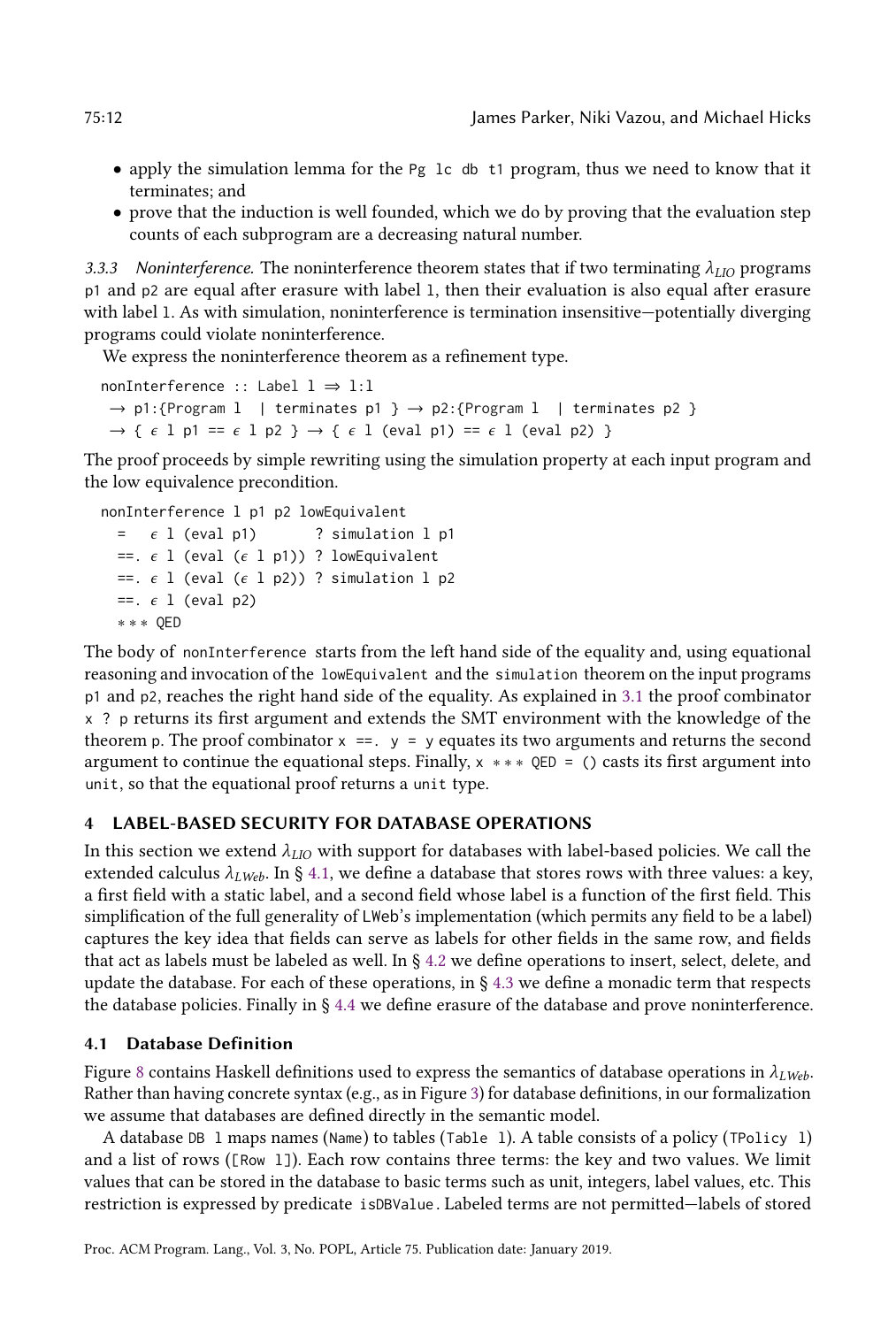- apply the simulation lemma for the `Pg lc db t1` program, thus we need to know that it terminates; and
- prove that the induction is well founded, which we do by proving that the evaluation step counts of each subprogram are a decreasing natural number.

*3.3.3 Noninterference.* The noninterference theorem states that if two terminating $\lambda_{LIO}$ programs `p1` and `p2` are equal after erasure with label `l`, then their evaluation is also equal after erasure with label `l`. As with simulation, noninterference is termination insensitive—potentially diverging programs could violate noninterference.

We express the noninterference theorem as a refinement type.

```
nonInterference :: Label l ⇒ l:l
  → p1:{Program l  | terminates p1 } → p2:{Program l  | terminates p2 }
  → { ϵ l p1 == ϵ l p2 } → { ϵ l (eval p1) == ϵ l (eval p2) }
```

The proof proceeds by simple rewriting using the simulation property at each input program and the low equivalence precondition.

```
nonInterference l p1 p2 lowEquivalent
  =   ϵ l (eval p1)       ? simulation l p1
  ==. ϵ l (eval (ϵ l p1)) ? lowEquivalent
  ==. ϵ l (eval (ϵ l p2)) ? simulation l p2
  ==. ϵ l (eval p2)
  *** QED
```

The body of `nonInterference` starts from the left hand side of the equality and, using equational reasoning and invocation of the `lowEquivalent` and the `simulation` theorem on the input programs `p1` and `p2`, reaches the right hand side of the equality. As explained in 3.1 the proof combinator `x ? p` returns its first argument and extends the SMT environment with the knowledge of the theorem `p`. The proof combinator `x ==. y = y` equates its two arguments and returns the second argument to continue the equational steps. Finally, `x *** QED = ()` casts its first argument into `unit`, so that the equational proof returns a `unit` type.

## 4 LABEL-BASED SECURITY FOR DATABASE OPERATIONS

In this section we extend $\lambda_{LIO}$ with support for databases with label-based policies. We call the extended calculus $\lambda_{LWeb}$. In § 4.1, we define a database that stores rows with three values: a key, a first field with a static label, and a second field whose label is a function of the first field. This simplification of the full generality of LWeb's implementation (which permits any field to be a label) captures the key idea that fields can serve as labels for other fields in the same row, and fields that act as labels must be labeled as well. In § 4.2 we define operations to insert, select, delete, and update the database. For each of these operations, in § 4.3 we define a monadic term that respects the database policies. Finally in § 4.4 we define erasure of the database and prove noninterference.

### 4.1 Database Definition

Figure 8 contains Haskell definitions used to express the semantics of database operations in $\lambda_{LWeb}$. Rather than having concrete syntax (e.g., as in Figure 3) for database definitions, in our formalization we assume that databases are defined directly in the semantic model.

A database `DB l` maps names (`Name`) to tables (`Table l`). A table consists of a policy (`TPolicy l`) and a list of rows (`[Row l]`). Each row contains three terms: the key and two values. We limit values that can be stored in the database to basic terms such as unit, integers, label values, etc. This restriction is expressed by predicate `isDBValue`. Labeled terms are not permitted—labels of stored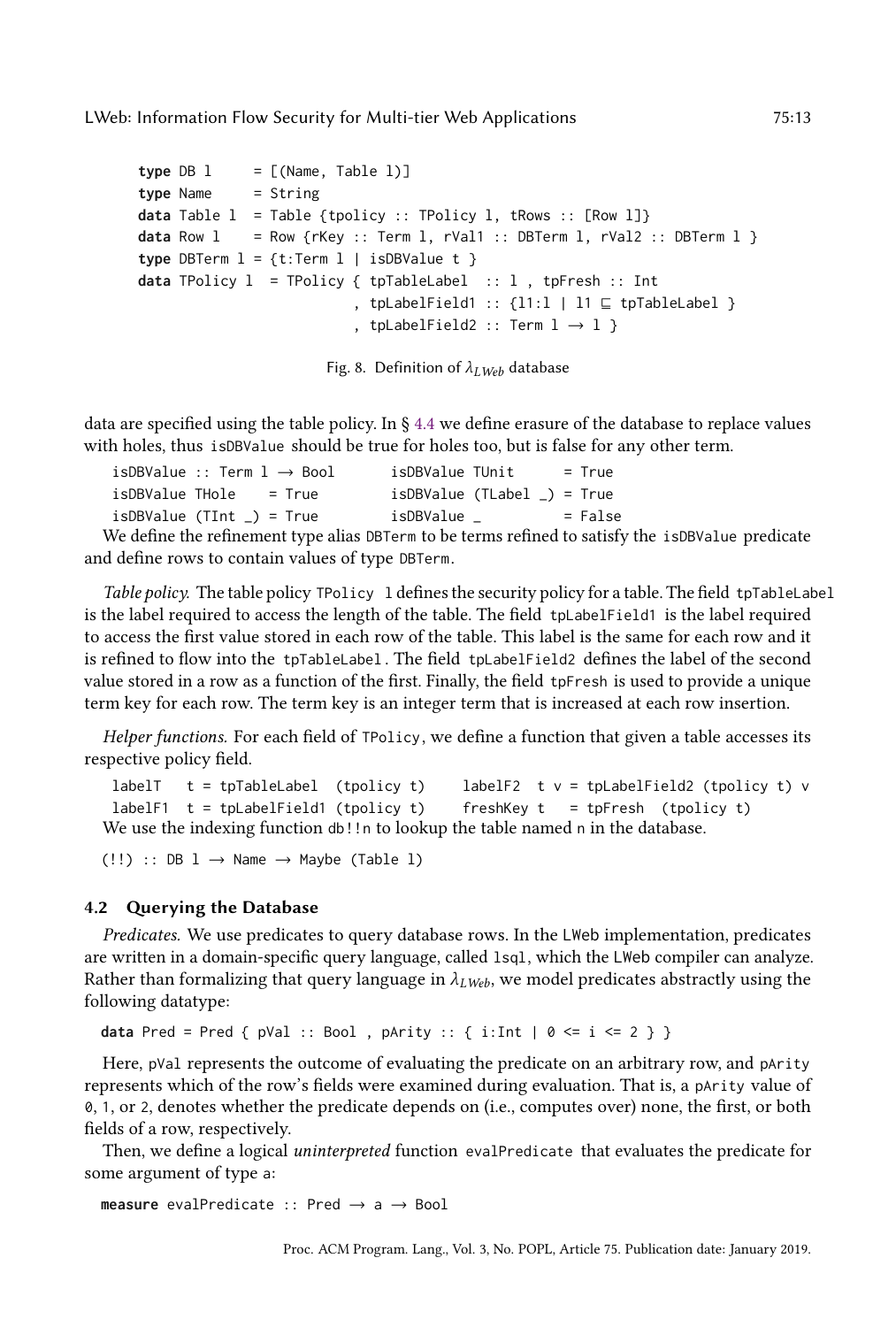```
type DB l     = [(Name, Table l)]
type Name     = String
data Table l  = Table {tpolicy :: TPolicy l, tRows :: [Row l]}
data Row l    = Row {rKey :: Term l, rVal1 :: DBTerm l, rVal2 :: DBTerm l }
type DBTerm l = {t:Term l | isDBValue t }
data TPolicy l  = TPolicy { tpTableLabel  :: l , tpFresh :: Int
                          , tpLabelField1 :: {l1:l | l1 ⊑ tpTableLabel }
                          , tpLabelField2 :: Term l → l }
```

Fig. 8. Definition of $\lambda_{LWeb}$ database

data are specified using the table policy. In § 4.4 we define erasure of the database to replace values with holes, thus `isDBValue` should be true for holes too, but is false for any other term.

```
isDBValue :: Term l → Bool      isDBValue TUnit      = True
isDBValue THole    = True        isDBValue (TLabel _) = True
isDBValue (TInt _) = True        isDBValue _          = False
```

We define the refinement type alias `DBTerm` to be terms refined to satisfy the `isDBValue` predicate and define rows to contain values of type `DBTerm`.

*Table policy.* The table policy `TPolicy l` defines the security policy for a table. The field `tpTableLabel` is the label required to access the length of the table. The field `tpLabelField1` is the label required to access the first value stored in each row of the table. This label is the same for each row and it is refined to flow into the `tpTableLabel`. The field `tpLabelField2` defines the label of the second value stored in a row as a function of the first. Finally, the field `tpFresh` is used to provide a unique term key for each row. The term key is an integer term that is increased at each row insertion.

*Helper functions.* For each field of `TPolicy`, we define a function that given a table accesses its respective policy field.

```
labelT   t = tpTableLabel  (tpolicy t)     labelF2  t v = tpLabelField2 (tpolicy t) v
labelF1  t = tpLabelField1 (tpolicy t)     freshKey t   = tpFresh  (tpolicy t)
```

We use the indexing function `db!!n` to lookup the table named `n` in the database.

```
(!!) :: DB l → Name → Maybe (Table l)
```

### 4.2 Querying the Database

*Predicates.* We use predicates to query database rows. In the LWeb implementation, predicates are written in a domain-specific query language, called `lsql`, which the LWeb compiler can analyze. Rather than formalizing that query language in $\lambda_{LWeb}$, we model predicates abstractly using the following datatype:

```
data Pred = Pred { pVal :: Bool , pArity :: { i:Int | 0 <= i <= 2 } }
```

Here, `pVal` represents the outcome of evaluating the predicate on an arbitrary row, and `pArity` represents which of the row's fields were examined during evaluation. That is, a `pArity` value of `0`, `1`, or `2`, denotes whether the predicate depends on (i.e., computes over) none, the first, or both fields of a row, respectively.

Then, we define a logical *uninterpreted* function `evalPredicate` that evaluates the predicate for some argument of type `a`:

```
measure evalPredicate :: Pred → a → Bool
```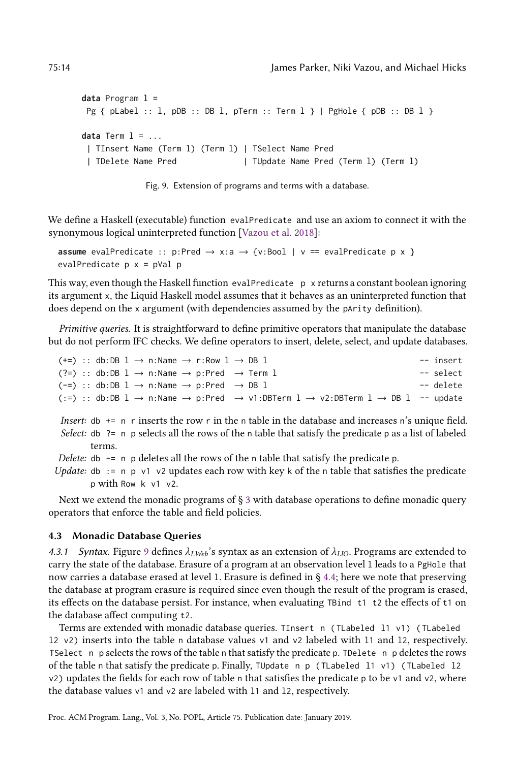```
data Program l =
 Pg { pLabel :: l, pDB :: DB l, pTerm :: Term l } | PgHole { pDB :: DB l }

data Term l = ...
 | TInsert Name (Term l) (Term l) | TSelect Name Pred
 | TDelete Name Pred             | TUpdate Name Pred (Term l) (Term l)
```

Fig. 9. Extension of programs and terms with a database.

We define a Haskell (executable) function `evalPredicate` and use an axiom to connect it with the synonymous logical uninterpreted function [Vazou et al. 2018]:

```
assume evalPredicate :: p:Pred → x:a → {v:Bool | v == evalPredicate p x }
evalPredicate p x = pVal p
```

This way, even though the Haskell function `evalPredicate p x` returns a constant boolean ignoring its argument `x`, the Liquid Haskell model assumes that it behaves as an uninterpreted function that does depend on the `x` argument (with dependencies assumed by the `pArity` definition).

*Primitive queries.* It is straightforward to define primitive operators that manipulate the database but do not perform IFC checks. We define operators to insert, delete, select, and update databases.

```
(+=) :: db:DB l → n:Name → r:Row l → DB l                              -- insert
(?=) :: db:DB l → n:Name → p:Pred  → Term l                            -- select
(-=) :: db:DB l → n:Name → p:Pred  → DB l                              -- delete
(:=) :: db:DB l → n:Name → p:Pred  → v1:DBTerm l → v2:DBTerm l → DB l  -- update
```

*Insert:* `db += n r` inserts the row `r` in the `n` table in the database and increases `n`'s unique field.

*Select:* `db ?= n p` selects all the rows of the `n` table that satisfy the predicate `p` as a list of labeled terms.

*Delete:* `db -= n p` deletes all the rows of the `n` table that satisfy the predicate `p`.

*Update:* `db := n p v1 v2` updates each row with key `k` of the `n` table that satisfies the predicate `p` with `Row k v1 v2`.

Next we extend the monadic programs of § 3 with database operations to define monadic query operators that enforce the table and field policies.

### 4.3 Monadic Database Queries

*4.3.1 Syntax.* Figure 9 defines $\lambda_{LWeb}$'s syntax as an extension of $\lambda_{LIO}$. Programs are extended to carry the state of the database. Erasure of a program at an observation level `l` leads to a `PgHole` that now carries a database erased at level `l`. Erasure is defined in § 4.4; here we note that preserving the database at program erasure is required since even though the result of the program is erased, its effects on the database persist. For instance, when evaluating `TBind t1 t2` the effects of `t1` on the database affect computing `t2`.

Terms are extended with monadic database queries. `TInsert n (TLabeled l1 v1) (TLabeled l2 v2)` inserts into the table `n` database values `v1` and `v2` labeled with `l1` and `l2`, respectively. `TSelect n p` selects the rows of the table `n` that satisfy the predicate `p`. `TDelete n p` deletes the rows of the table `n` that satisfy the predicate `p`. Finally, `TUpdate n p (TLabeled l1 v1) (TLabeled l2 v2)` updates the fields for each row of table `n` that satisfies the predicate `p` to be `v1` and `v2`, where the database values `v1` and `v2` are labeled with `l1` and `l2`, respectively.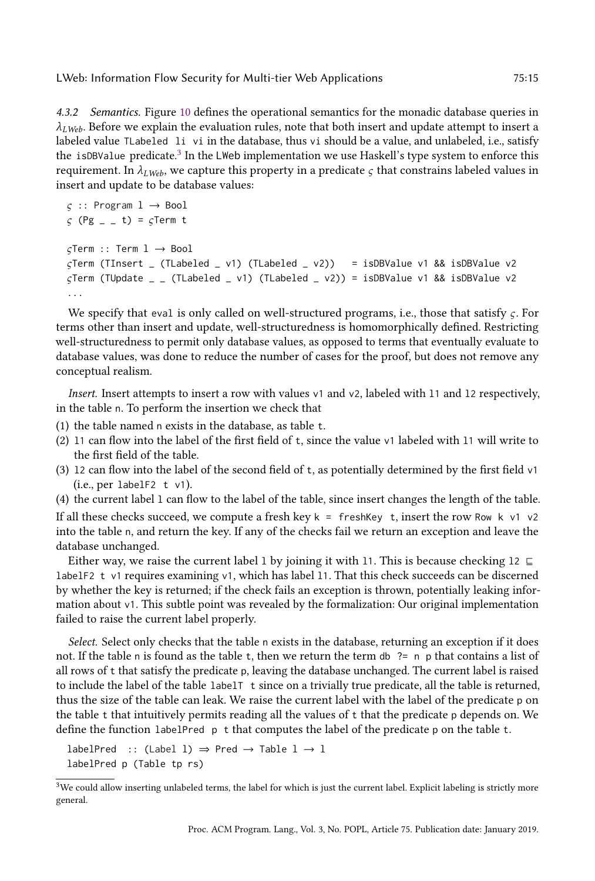#### 4.3.2 *Semantics.*

Figure 10 defines the operational semantics for the monadic database queries in $\lambda_{LWeb}$. Before we explain the evaluation rules, note that both insert and update attempt to insert a labeled value `TLabeled li vi` in the database, thus `vi` should be a value, and unlabeled, i.e., satisfy the `isDBValue` predicate.[3] In the LWeb implementation we use Haskell's type system to enforce this requirement. In $\lambda_{LWeb}$, we capture this property in a predicate $\varsigma$ that constrains labeled values in insert and update to be database values:

```
ς :: Program l → Bool
ς (Pg _ _ t) = ςTerm t

ςTerm :: Term l → Bool
ςTerm (TInsert _ (TLabeled _ v1) (TLabeled _ v2))   = isDBValue v1 && isDBValue v2
ςTerm (TUpdate _ _ (TLabeled _ v1) (TLabeled _ v2)) = isDBValue v1 && isDBValue v2
...
```

We specify that `eval` is only called on well-structured programs, i.e., those that satisfy $\varsigma$. For terms other than insert and update, well-structuredness is homomorphically defined. Restricting well-structuredness to permit only database values, as opposed to terms that eventually evaluate to database values, was done to reduce the number of cases for the proof, but does not remove any conceptual realism.

*Insert.* Insert attempts to insert a row with values `v1` and `v2`, labeled with `l1` and `l2` respectively, in the table `n`. To perform the insertion we check that

1. the table named `n` exists in the database, as table `t`.
2. `l1` can flow into the label of the first field of `t`, since the value `v1` labeled with `l1` will write to the first field of the table.
3. `l2` can flow into the label of the second field of `t`, as potentially determined by the first field `v1` (i.e., per `labelF2 t v1`).
4. the current label `l` can flow to the label of the table, since insert changes the length of the table.

If all these checks succeed, we compute a fresh key `k = freshKey t`, insert the row `Row k v1 v2` into the table `n`, and return the key. If any of the checks fail we return an exception and leave the database unchanged.

Either way, we raise the current label `l` by joining it with `l1`. This is because checking `l2` ⊑ `labelF2 t v1` requires examining `v1`, which has label `l1`. That this check succeeds can be discerned by whether the key is returned; if the check fails an exception is thrown, potentially leaking information about `v1`. This subtle point was revealed by the formalization: Our original implementation failed to raise the current label properly.

*Select.* Select only checks that the table `n` exists in the database, returning an exception if it does not. If the table `n` is found as the table `t`, then we return the term `db ?= n p` that contains a list of all rows of `t` that satisfy the predicate `p`, leaving the database unchanged. The current label is raised to include the label of the table `labelT t` since on a trivially true predicate, all the table is returned, thus the size of the table can leak. We raise the current label with the label of the predicate `p` on the table `t` that intuitively permits reading all the values of `t` that the predicate `p` depends on. We define the function `labelPred p t` that computes the label of the predicate `p` on the table `t`.

```
labelPred  :: (Label l) ⇒ Pred → Table l → l
labelPred p (Table tp rs)
```

[3] We could allow inserting unlabeled terms, the label for which is just the current label. Explicit labeling is strictly more general.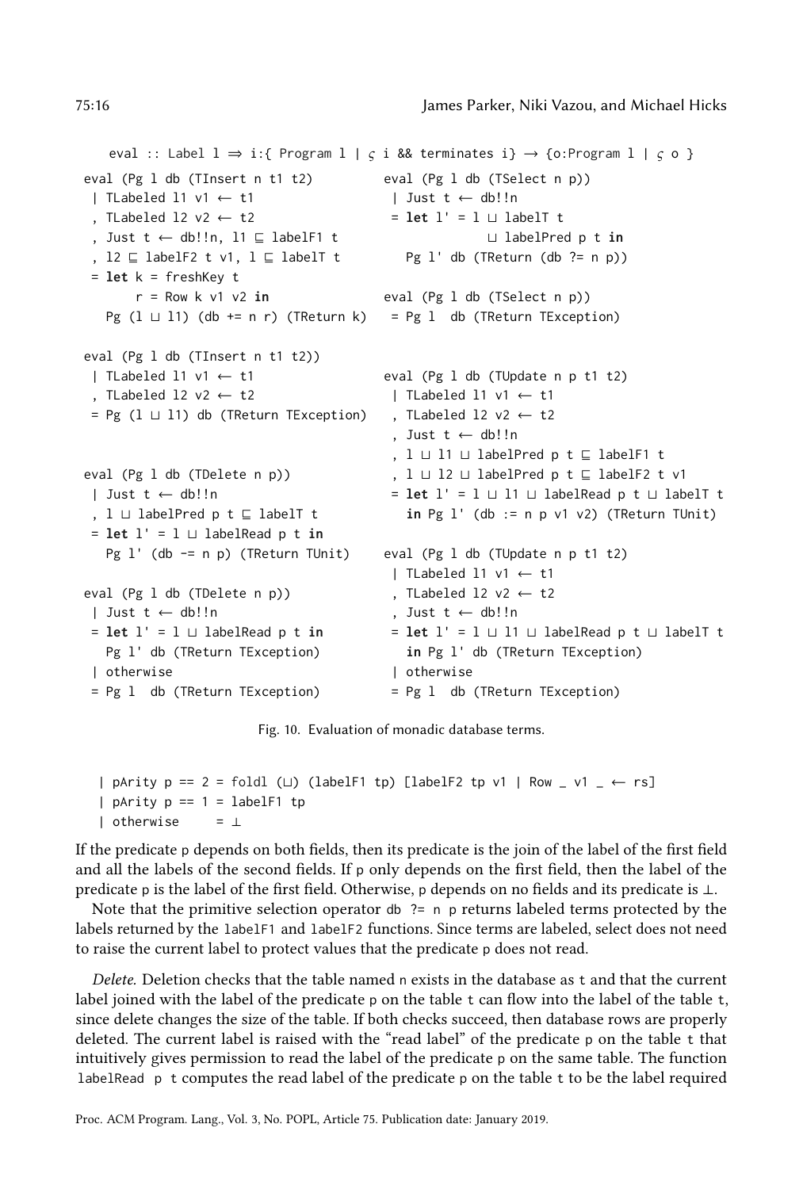```
eval :: Label l ⇒ i:{ Program l | ς i && terminates i} → {o:Program l | ς o }
```

```
eval (Pg l db (TInsert n t1 t2)
 | TLabeled l1 v1 ← t1
 , TLabeled l2 v2 ← t2
 , Just t ← db!!n, l1 ⊑ labelF1 t
 , l2 ⊑ labelF2 t v1, l ⊑ labelT t
 = let k = freshKey t
       r = Row k v1 v2 in
   Pg (l ⊔ l1) (db += n r) (TReturn k)

eval (Pg l db (TInsert n t1 t2))
 | TLabeled l1 v1 ← t1
 , TLabeled l2 v2 ← t2
 = Pg (l ⊔ l1) db (TReturn TException)


eval (Pg l db (TDelete n p))
 | Just t ← db!!n
 , l ⊔ labelPred p t ⊑ labelT t
 = let l' = l ⊔ labelRead p t in
   Pg l' (db -= n p) (TReturn TUnit)

eval (Pg l db (TDelete n p))
 | Just t ← db!!n
 = let l' = l ⊔ labelRead p t in
   Pg l' db (TReturn TException)
 | otherwise
 = Pg l  db (TReturn TException)
```

```
eval (Pg l db (TSelect n p))
 | Just t ← db!!n
 = let l' = l ⊔ labelT t
              ⊔ labelPred p t in
   Pg l' db (TReturn (db ?= n p))

eval (Pg l db (TSelect n p))
 = Pg l  db (TReturn TException)

eval (Pg l db (TUpdate n p t1 t2)
 | TLabeled l1 v1 ← t1
 , TLabeled l2 v2 ← t2
 , Just t ← db!!n
 , l ⊔ l1 ⊔ labelPred p t ⊑ labelF1 t
 , l ⊔ l2 ⊔ labelPred p t ⊑ labelF2 t v1
 = let l' = l ⊔ l1 ⊔ labelRead p t ⊔ labelT t
   in Pg l' (db := n p v1 v2) (TReturn TUnit)

eval (Pg l db (TUpdate n p t1 t2)
 | TLabeled l1 v1 ← t1
 , TLabeled l2 v2 ← t2
 , Just t ← db!!n
 = let l' = l ⊔ l1 ⊔ labelRead p t ⊔ labelT t
   in Pg l' db (TReturn TException)
 | otherwise
 = Pg l  db (TReturn TException)
```

Fig. 10. Evaluation of monadic database terms.

```
  | pArity p == 2 = foldl (⊔) (labelF1 tp) [labelF2 tp v1 | Row _ v1 _ ← rs]
  | pArity p == 1 = labelF1 tp
  | otherwise     = ⊥
```

If the predicate p depends on both fields, then its predicate is the join of the label of the first field and all the labels of the second fields. If p only depends on the first field, then the label of the predicate p is the label of the first field. Otherwise, p depends on no fields and its predicate is ⊥.

Note that the primitive selection operator `db ?= n p` returns labeled terms protected by the labels returned by the `labelF1` and `labelF2` functions. Since terms are labeled, select does not need to raise the current label to protect values that the predicate p does not read.

*Delete.* Deletion checks that the table named n exists in the database as t and that the current label joined with the label of the predicate p on the table t can flow into the label of the table t, since delete changes the size of the table. If both checks succeed, then database rows are properly deleted. The current label is raised with the "read label" of the predicate p on the table t that intuitively gives permission to read the label of the predicate p on the same table. The function `labelRead p t` computes the read label of the predicate p on the table t to be the label required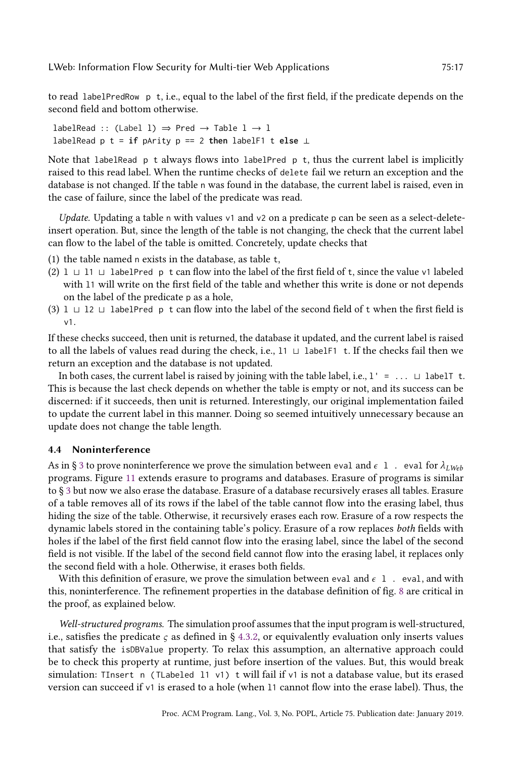to read `labelPredRow p t`, i.e., equal to the label of the first field, if the predicate depends on the second field and bottom otherwise.

```
labelRead :: (Label l) ⇒ Pred → Table l → l
labelRead p t = if pArity p == 2 then labelF1 t else ⊥
```

Note that `labelRead p t` always flows into `labelPred p t`, thus the current label is implicitly raised to this read label. When the runtime checks of `delete` fail we return an exception and the database is not changed. If the table `n` was found in the database, the current label is raised, even in the case of failure, since the label of the predicate was read.

*Update.* Updating a table `n` with values `v1` and `v2` on a predicate `p` can be seen as a select-delete-insert operation. But, since the length of the table is not changing, the check that the current label can flow to the label of the table is omitted. Concretely, update checks that

(1) the table named `n` exists in the database, as table `t`,
(2) `l ⊔ l1 ⊔ labelPred p t` can flow into the label of the first field of `t`, since the value `v1` labeled with `l1` will write on the first field of the table and whether this write is done or not depends on the label of the predicate `p` as a hole,
(3) `l ⊔ l2 ⊔ labelPred p t` can flow into the label of the second field of `t` when the first field is `v1`.

If these checks succeed, then unit is returned, the database it updated, and the current label is raised to all the labels of values read during the check, i.e., `l1 ⊔ labelF1 t`. If the checks fail then we return an exception and the database is not updated.

In both cases, the current label is raised by joining with the table label, i.e., `l' = ... ⊔ labelT t`. This is because the last check depends on whether the table is empty or not, and its success can be discerned: if it succeeds, then unit is returned. Interestingly, our original implementation failed to update the current label in this manner. Doing so seemed intuitively unnecessary because an update does not change the table length.

### 4.4 Noninterference

As in § 3 to prove noninterference we prove the simulation between `eval` and `ε l . eval` for $\lambda_{LWeb}$ programs. Figure 11 extends erasure to programs and databases. Erasure of programs is similar to § 3 but now we also erase the database. Erasure of a database recursively erases all tables. Erasure of a table removes all of its rows if the label of the table cannot flow into the erasing label, thus hiding the size of the table. Otherwise, it recursively erases each row. Erasure of a row respects the dynamic labels stored in the containing table's policy. Erasure of a row replaces *both* fields with holes if the label of the first field cannot flow into the erasing label, since the label of the second field is not visible. If the label of the second field cannot flow into the erasing label, it replaces only the second field with a hole. Otherwise, it erases both fields.

With this definition of erasure, we prove the simulation between `eval` and `ε l . eval`, and with this, noninterference. The refinement properties in the database definition of fig. 8 are critical in the proof, as explained below.

*Well-structured programs.* The simulation proof assumes that the input program is well-structured, i.e., satisfies the predicate $\varsigma$ as defined in § 4.3.2, or equivalently evaluation only inserts values that satisfy the `isDBValue` property. To relax this assumption, an alternative approach could be to check this property at runtime, just before insertion of the values. But, this would break simulation: `TInsert n (TLabeled l1 v1) t` will fail if `v1` is not a database value, but its erased version can succeed if `v1` is erased to a hole (when `l1` cannot flow into the erase label). Thus, the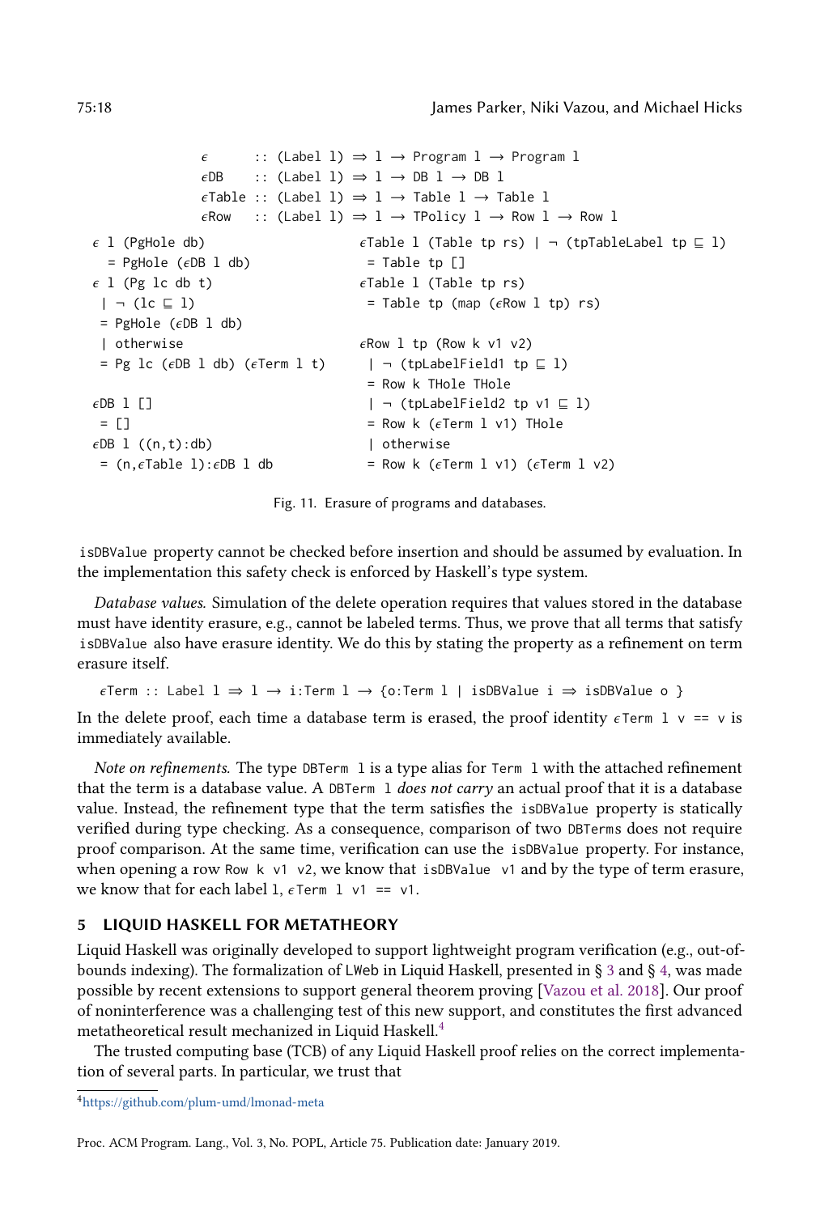```
ε      :: (Label l) ⇒ l → Program l → Program l
εDB    :: (Label l) ⇒ l → DB l → DB l
εTable :: (Label l) ⇒ l → Table l → Table l
εRow   :: (Label l) ⇒ l → TPolicy l → Row l → Row l

ε l (PgHole db)
  = PgHole (εDB l db)
ε l (Pg lc db t)
 | ¬ (lc ⊑ l)
 = PgHole (εDB l db)
 | otherwise
 = Pg lc (εDB l db) (εTerm l t)

εDB l []
 = []
εDB l ((n,t):db)
 = (n,εTable l):εDB l db

εTable l (Table tp rs) | ¬ (tpTableLabel tp ⊑ l)
 = Table tp []
εTable l (Table tp rs)
 = Table tp (map (εRow l tp) rs)

εRow l tp (Row k v1 v2)
 | ¬ (tpLabelField1 tp ⊑ l)
 = Row k THole THole
 | ¬ (tpLabelField2 tp v1 ⊑ l)
 = Row k (εTerm l v1) THole
 | otherwise
 = Row k (εTerm l v1) (εTerm l v2)
```

Fig. 11. Erasure of programs and databases.

isDBValue property cannot be checked before insertion and should be assumed by evaluation. In the implementation this safety check is enforced by Haskell's type system.

*Database values.* Simulation of the delete operation requires that values stored in the database must have identity erasure, e.g., cannot be labeled terms. Thus, we prove that all terms that satisfy isDBValue also have erasure identity. We do this by stating the property as a refinement on term erasure itself.

```
εTerm :: Label l ⇒ l → i:Term l → {o:Term l | isDBValue i ⇒ isDBValue o }
```

In the delete proof, each time a database term is erased, the proof identity `εTerm l v == v` is immediately available.

*Note on refinements.* The type `DBTerm l` is a type alias for `Term l` with the attached refinement that the term is a database value. A `DBTerm l` *does not carry* an actual proof that it is a database value. Instead, the refinement type that the term satisfies the isDBValue property is statically verified during type checking. As a consequence, comparison of two DBTerms does not require proof comparison. At the same time, verification can use the isDBValue property. For instance, when opening a row `Row k v1 v2`, we know that `isDBValue v1` and by the type of term erasure, we know that for each label l, `εTerm l v1 == v1`.

## 5 LIQUID HASKELL FOR METATHEORY

Liquid Haskell was originally developed to support lightweight program verification (e.g., out-of-bounds indexing). The formalization of LWeb in Liquid Haskell, presented in § 3 and § 4, was made possible by recent extensions to support general theorem proving [Vazou et al. 2018]. Our proof of noninterference was a challenging test of this new support, and constitutes the first advanced metatheoretical result mechanized in Liquid Haskell.[4]

The trusted computing base (TCB) of any Liquid Haskell proof relies on the correct implementation of several parts. In particular, we trust that

[4]https://github.com/plum-umd/lmonad-meta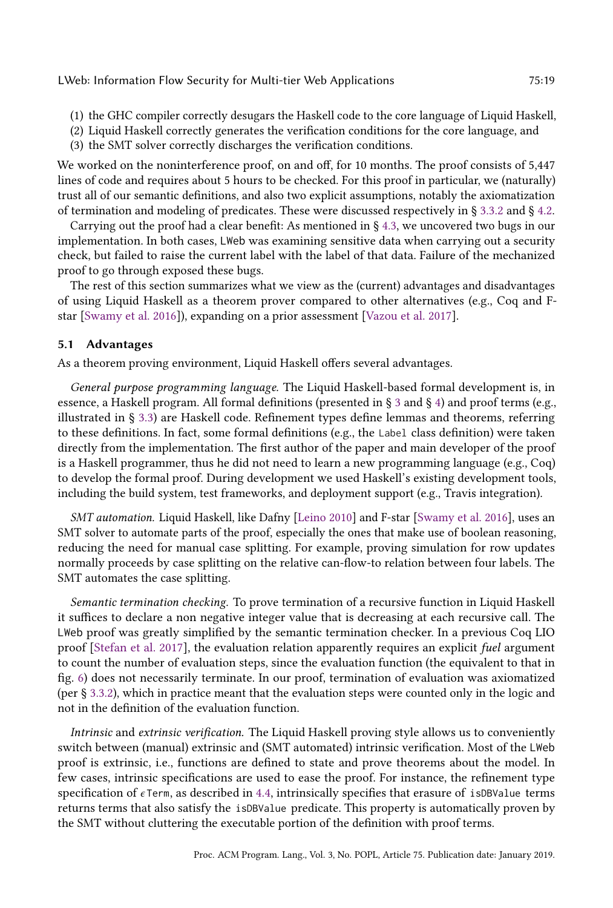(1) the GHC compiler correctly desugars the Haskell code to the core language of Liquid Haskell,
(2) Liquid Haskell correctly generates the verification conditions for the core language, and
(3) the SMT solver correctly discharges the verification conditions.

We worked on the noninterference proof, on and off, for 10 months. The proof consists of 5,447 lines of code and requires about 5 hours to be checked. For this proof in particular, we (naturally) trust all of our semantic definitions, and also two explicit assumptions, notably the axiomatization of termination and modeling of predicates. These were discussed respectively in § 3.3.2 and § 4.2.

Carrying out the proof had a clear benefit: As mentioned in § 4.3, we uncovered two bugs in our implementation. In both cases, LWeb was examining sensitive data when carrying out a security check, but failed to raise the current label with the label of that data. Failure of the mechanized proof to go through exposed these bugs.

The rest of this section summarizes what we view as the (current) advantages and disadvantages of using Liquid Haskell as a theorem prover compared to other alternatives (e.g., Coq and F-star [Swamy et al. 2016]), expanding on a prior assessment [Vazou et al. 2017].

### 5.1 Advantages

As a theorem proving environment, Liquid Haskell offers several advantages.

*General purpose programming language.* The Liquid Haskell-based formal development is, in essence, a Haskell program. All formal definitions (presented in § 3 and § 4) and proof terms (e.g., illustrated in § 3.3) are Haskell code. Refinement types define lemmas and theorems, referring to these definitions. In fact, some formal definitions (e.g., the `Label` class definition) were taken directly from the implementation. The first author of the paper and main developer of the proof is a Haskell programmer, thus he did not need to learn a new programming language (e.g., Coq) to develop the formal proof. During development we used Haskell's existing development tools, including the build system, test frameworks, and deployment support (e.g., Travis integration).

*SMT automation.* Liquid Haskell, like Dafny [Leino 2010] and F-star [Swamy et al. 2016], uses an SMT solver to automate parts of the proof, especially the ones that make use of boolean reasoning, reducing the need for manual case splitting. For example, proving simulation for row updates normally proceeds by case splitting on the relative can-flow-to relation between four labels. The SMT automates the case splitting.

*Semantic termination checking.* To prove termination of a recursive function in Liquid Haskell it suffices to declare a non negative integer value that is decreasing at each recursive call. The LWeb proof was greatly simplified by the semantic termination checker. In a previous Coq LIO proof [Stefan et al. 2017], the evaluation relation apparently requires an explicit *fuel* argument to count the number of evaluation steps, since the evaluation function (the equivalent to that in fig. 6) does not necessarily terminate. In our proof, termination of evaluation was axiomatized (per § 3.3.2), which in practice meant that the evaluation steps were counted only in the logic and not in the definition of the evaluation function.

*Intrinsic* and *extrinsic verification.* The Liquid Haskell proving style allows us to conveniently switch between (manual) extrinsic and (SMT automated) intrinsic verification. Most of the LWeb proof is extrinsic, i.e., functions are defined to state and prove theorems about the model. In few cases, intrinsic specifications are used to ease the proof. For instance, the refinement type specification of `εTerm`, as described in 4.4, intrinsically specifies that erasure of `isDBValue` terms returns terms that also satisfy the `isDBValue` predicate. This property is automatically proven by the SMT without cluttering the executable portion of the definition with proof terms.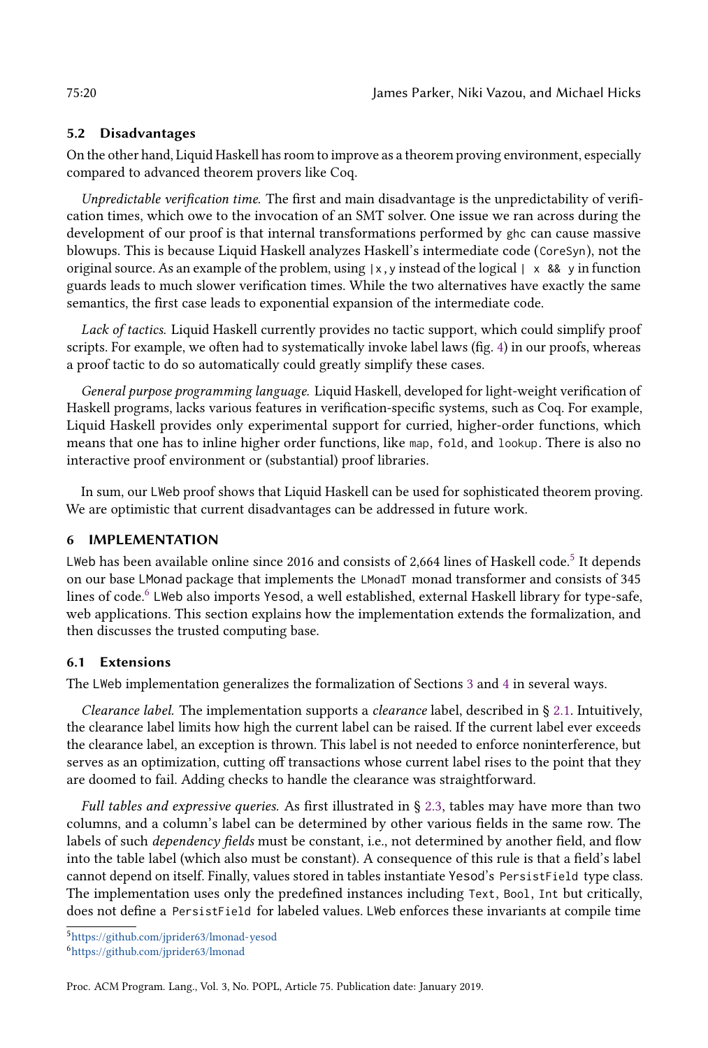### 5.2 Disadvantages

On the other hand, Liquid Haskell has room to improve as a theorem proving environment, especially compared to advanced theorem provers like Coq.

*Unpredictable verification time.* The first and main disadvantage is the unpredictability of verification times, which owe to the invocation of an SMT solver. One issue we ran across during the development of our proof is that internal transformations performed by `ghc` can cause massive blowups. This is because Liquid Haskell analyzes Haskell's intermediate code (`CoreSyn`), not the original source. As an example of the problem, using `|x,y` instead of the logical `| x && y` in function guards leads to much slower verification times. While the two alternatives have exactly the same semantics, the first case leads to exponential expansion of the intermediate code.

*Lack of tactics.* Liquid Haskell currently provides no tactic support, which could simplify proof scripts. For example, we often had to systematically invoke label laws (fig. 4) in our proofs, whereas a proof tactic to do so automatically could greatly simplify these cases.

*General purpose programming language.* Liquid Haskell, developed for light-weight verification of Haskell programs, lacks various features in verification-specific systems, such as Coq. For example, Liquid Haskell provides only experimental support for curried, higher-order functions, which means that one has to inline higher order functions, like `map`, `fold`, and `lookup`. There is also no interactive proof environment or (substantial) proof libraries.

In sum, our LWeb proof shows that Liquid Haskell can be used for sophisticated theorem proving. We are optimistic that current disadvantages can be addressed in future work.

## 6 IMPLEMENTATION

LWeb has been available online since 2016 and consists of 2,664 lines of Haskell code.[5] It depends on our base LMonad package that implements the `LMonadT` monad transformer and consists of 345 lines of code.[6] LWeb also imports Yesod, a well established, external Haskell library for type-safe, web applications. This section explains how the implementation extends the formalization, and then discusses the trusted computing base.

### 6.1 Extensions

The LWeb implementation generalizes the formalization of Sections 3 and 4 in several ways.

*Clearance label.* The implementation supports a *clearance* label, described in § 2.1. Intuitively, the clearance label limits how high the current label can be raised. If the current label ever exceeds the clearance label, an exception is thrown. This label is not needed to enforce noninterference, but serves as an optimization, cutting off transactions whose current label rises to the point that they are doomed to fail. Adding checks to handle the clearance was straightforward.

*Full tables and expressive queries.* As first illustrated in § 2.3, tables may have more than two columns, and a column's label can be determined by other various fields in the same row. The labels of such *dependency fields* must be constant, i.e., not determined by another field, and flow into the table label (which also must be constant). A consequence of this rule is that a field's label cannot depend on itself. Finally, values stored in tables instantiate Yesod's `PersistField` type class. The implementation uses only the predefined instances including `Text`, `Bool`, `Int` but critically, does not define a `PersistField` for labeled values. LWeb enforces these invariants at compile time

[5] https://github.com/jprider63/lmonad-yesod

[6] https://github.com/jprider63/lmonad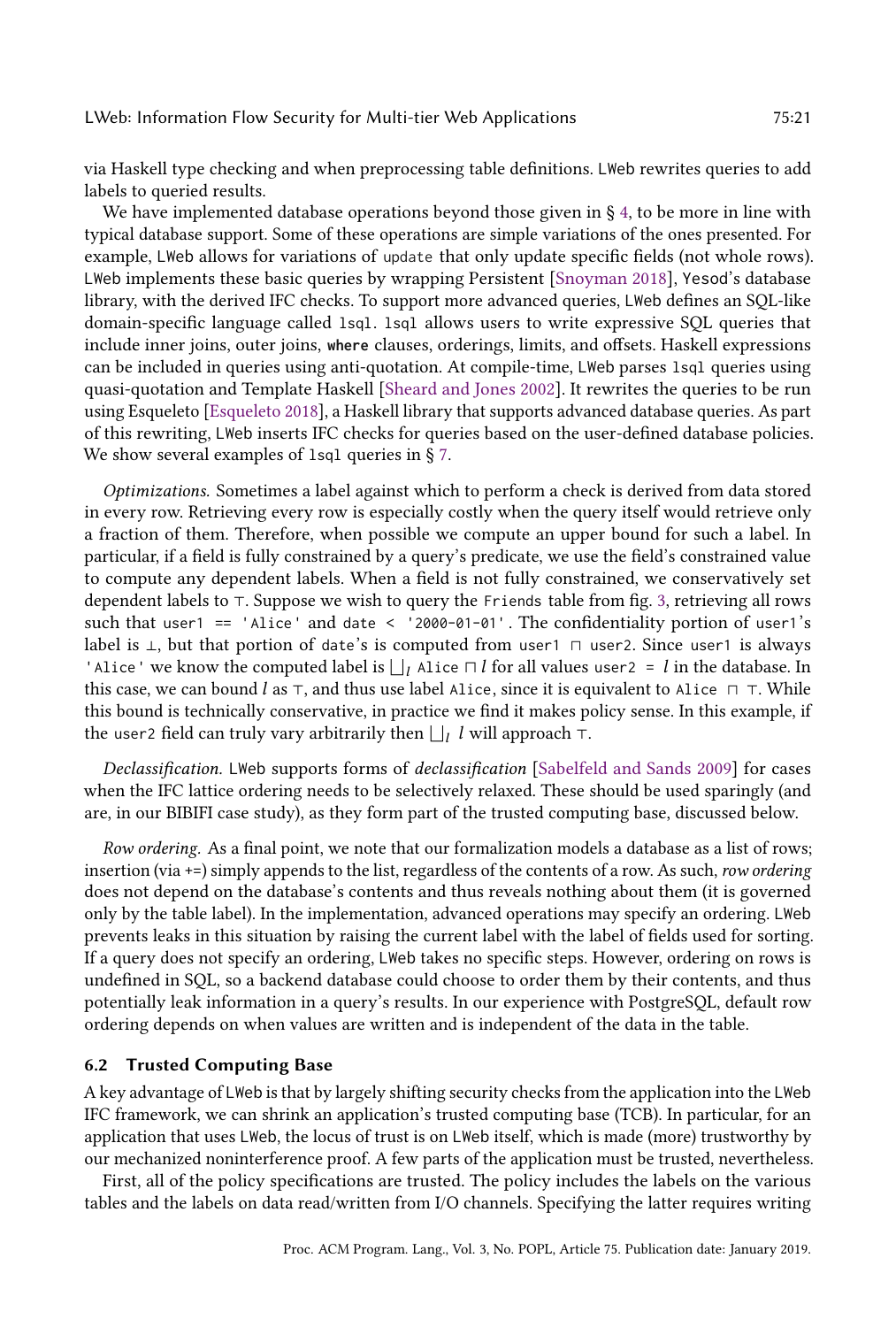via Haskell type checking and when preprocessing table definitions. LWeb rewrites queries to add labels to queried results.

We have implemented database operations beyond those given in § 4, to be more in line with typical database support. Some of these operations are simple variations of the ones presented. For example, LWeb allows for variations of `update` that only update specific fields (not whole rows). LWeb implements these basic queries by wrapping Persistent [Snoyman 2018], Yesod's database library, with the derived IFC checks. To support more advanced queries, LWeb defines an SQL-like domain-specific language called `lsql`. `lsql` allows users to write expressive SQL queries that include inner joins, outer joins, **where** clauses, orderings, limits, and offsets. Haskell expressions can be included in queries using anti-quotation. At compile-time, LWeb parses `lsql` queries using quasi-quotation and Template Haskell [Sheard and Jones 2002]. It rewrites the queries to be run using Esqueleto [Esqueleto 2018], a Haskell library that supports advanced database queries. As part of this rewriting, LWeb inserts IFC checks for queries based on the user-defined database policies. We show several examples of `lsql` queries in § 7.

*Optimizations.* Sometimes a label against which to perform a check is derived from data stored in every row. Retrieving every row is especially costly when the query itself would retrieve only a fraction of them. Therefore, when possible we compute an upper bound for such a label. In particular, if a field is fully constrained by a query's predicate, we use the field's constrained value to compute any dependent labels. When a field is not fully constrained, we conservatively set dependent labels to $\top$. Suppose we wish to query the `Friends` table from fig. 3, retrieving all rows such that `user1 == 'Alice'` and `date < '2000-01-01'`. The confidentiality portion of `user1`'s label is $\bot$, but that portion of `date`'s is computed from `user1` $\sqcap$ `user2`. Since `user1` is always `'Alice'` we know the computed label is $\bigsqcup_l$ `Alice` $\sqcap\, l$ for all values `user2` $= l$ in the database. In this case, we can bound $l$ as $\top$, and thus use label `Alice`, since it is equivalent to `Alice` $\sqcap\, \top$. While this bound is technically conservative, in practice we find it makes policy sense. In this example, if the `user2` field can truly vary arbitrarily then $\bigsqcup_l\ l$ will approach $\top$.

*Declassification.* LWeb supports forms of *declassification* [Sabelfeld and Sands 2009] for cases when the IFC lattice ordering needs to be selectively relaxed. These should be used sparingly (and are, in our BIBIFI case study), as they form part of the trusted computing base, discussed below.

*Row ordering.* As a final point, we note that our formalization models a database as a list of rows; insertion (via +=) simply appends to the list, regardless of the contents of a row. As such, *row ordering* does not depend on the database's contents and thus reveals nothing about them (it is governed only by the table label). In the implementation, advanced operations may specify an ordering. LWeb prevents leaks in this situation by raising the current label with the label of fields used for sorting. If a query does not specify an ordering, LWeb takes no specific steps. However, ordering on rows is undefined in SQL, so a backend database could choose to order them by their contents, and thus potentially leak information in a query's results. In our experience with PostgreSQL, default row ordering depends on when values are written and is independent of the data in the table.

### 6.2 Trusted Computing Base

A key advantage of LWeb is that by largely shifting security checks from the application into the LWeb IFC framework, we can shrink an application's trusted computing base (TCB). In particular, for an application that uses LWeb, the locus of trust is on LWeb itself, which is made (more) trustworthy by our mechanized noninterference proof. A few parts of the application must be trusted, nevertheless.

First, all of the policy specifications are trusted. The policy includes the labels on the various tables and the labels on data read/written from I/O channels. Specifying the latter requires writing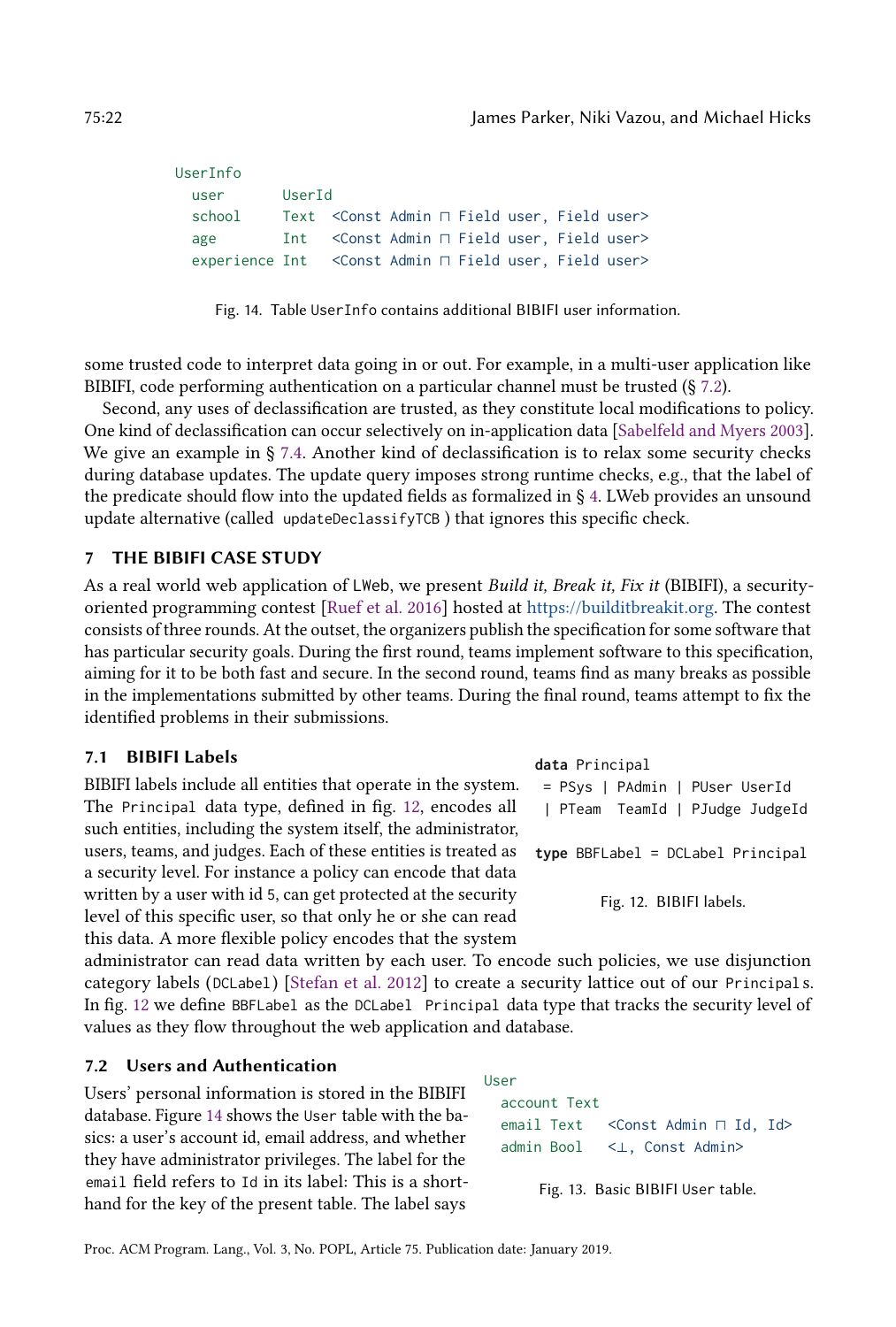```
UserInfo
  user       UserId
  school     Text  <Const Admin ⊓ Field user, Field user>
  age        Int   <Const Admin ⊓ Field user, Field user>
  experience Int   <Const Admin ⊓ Field user, Field user>
```

Fig. 14. Table UserInfo contains additional BIBIFI user information.

some trusted code to interpret data going in or out. For example, in a multi-user application like BIBIFI, code performing authentication on a particular channel must be trusted (§ 7.2).

Second, any uses of declassification are trusted, as they constitute local modifications to policy. One kind of declassification can occur selectively on in-application data [Sabelfeld and Myers 2003]. We give an example in § 7.4. Another kind of declassification is to relax some security checks during database updates. The update query imposes strong runtime checks, e.g., that the label of the predicate should flow into the updated fields as formalized in § 4. LWeb provides an unsound update alternative (called `updateDeclassifyTCB` ) that ignores this specific check.

## 7 THE BIBIFI CASE STUDY

As a real world web application of LWeb, we present *Build it, Break it, Fix it* (BIBIFI), a security-oriented programming contest [Ruef et al. 2016] hosted at https://builditbreakit.org. The contest consists of three rounds. At the outset, the organizers publish the specification for some software that has particular security goals. During the first round, teams implement software to this specification, aiming for it to be both fast and secure. In the second round, teams find as many breaks as possible in the implementations submitted by other teams. During the final round, teams attempt to fix the identified problems in their submissions.

### 7.1 BIBIFI Labels

BIBIFI labels include all entities that operate in the system. The `Principal` data type, defined in fig. 12, encodes all such entities, including the system itself, the administrator, users, teams, and judges. Each of these entities is treated as a security level. For instance a policy can encode that data written by a user with id 5, can get protected at the security level of this specific user, so that only he or she can read this data. A more flexible policy encodes that the system administrator can read data written by each user. To encode such policies, we use disjunction category labels (`DCLabel`) [Stefan et al. 2012] to create a security lattice out of our `Principal`s. In fig. 12 we define `BBFLabel` as the `DCLabel Principal` data type that tracks the security level of values as they flow throughout the web application and database.

```
data Principal
 = PSys | PAdmin | PUser UserId
 | PTeam  TeamId | PJudge JudgeId

type BBFLabel = DCLabel Principal
```

Fig. 12. BIBIFI labels.

### 7.2 Users and Authentication

Users' personal information is stored in the BIBIFI database. Figure 14 shows the `User` table with the basics: a user's account id, email address, and whether they have administrator privileges. The label for the `email` field refers to `Id` in its label: This is a shorthand for the key of the present table. The label says

```
User
  account Text
  email Text   <Const Admin ⊓ Id, Id>
  admin Bool   <⊥, Const Admin>
```

Fig. 13. Basic BIBIFI User table.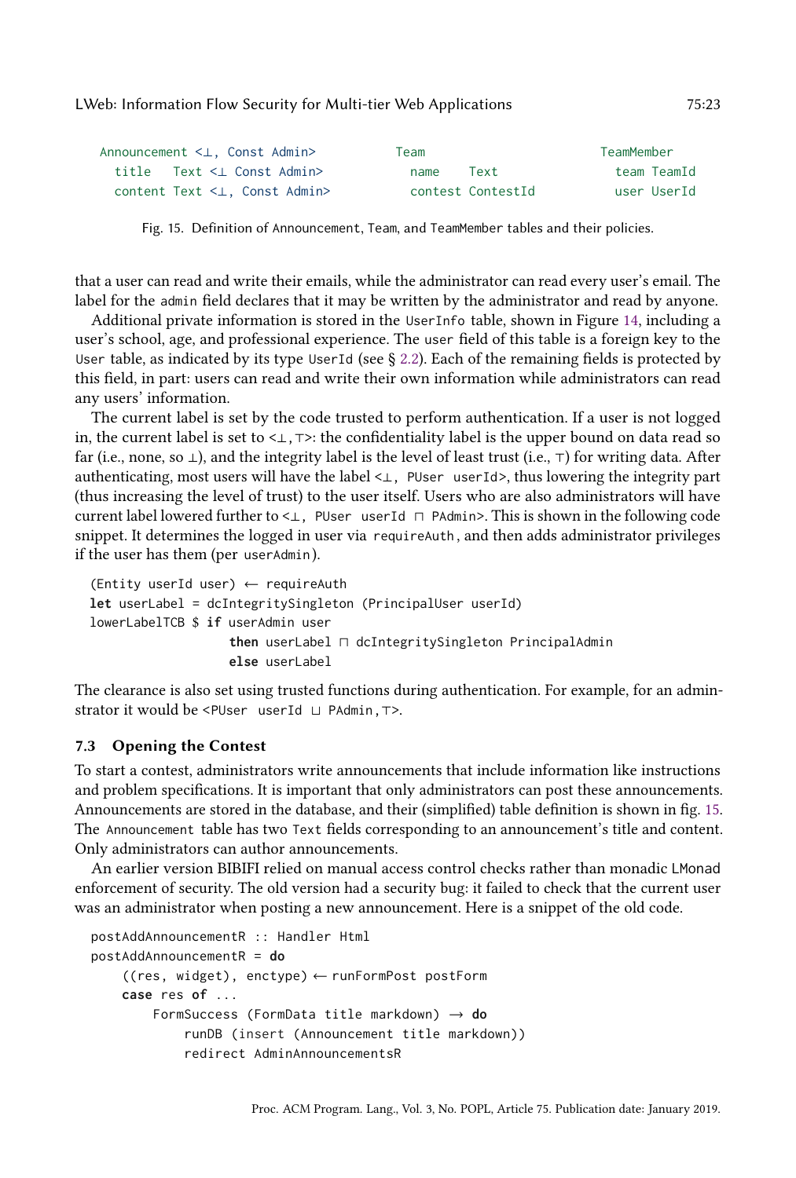```
Announcement <⊥, Const Admin>
  title   Text <⊥ Const Admin>
  content Text <⊥, Const Admin>
```

```
Team
  name    Text
  contest ContestId
```

```
TeamMember
  team TeamId
  user UserId
```

Fig. 15. Definition of Announcement, Team, and TeamMember tables and their policies.

that a user can read and write their emails, while the administrator can read every user's email. The label for the `admin` field declares that it may be written by the administrator and read by anyone.

Additional private information is stored in the `UserInfo` table, shown in Figure 14, including a user's school, age, and professional experience. The `user` field of this table is a foreign key to the `User` table, as indicated by its type `UserId` (see § 2.2). Each of the remaining fields is protected by this field, in part: users can read and write their own information while administrators can read any users' information.

The current label is set by the code trusted to perform authentication. If a user is not logged in, the current label is set to <⊥,⊤>: the confidentiality label is the upper bound on data read so far (i.e., none, so ⊥), and the integrity label is the level of least trust (i.e., ⊤) for writing data. After authenticating, most users will have the label `<⊥, PUser userId>`, thus lowering the integrity part (thus increasing the level of trust) to the user itself. Users who are also administrators will have current label lowered further to `<⊥, PUser userId ⊓ PAdmin>`. This is shown in the following code snippet. It determines the logged in user via `requireAuth`, and then adds administrator privileges if the user has them (per `userAdmin`).

```
(Entity userId user) ← requireAuth
let userLabel = dcIntegritySingleton (PrincipalUser userId)
lowerLabelTCB $ if userAdmin user
                  then userLabel ⊓ dcIntegritySingleton PrincipalAdmin
                  else userLabel
```

The clearance is also set using trusted functions during authentication. For example, for an adminstrator it would be `<PUser userId ⊔ PAdmin,⊤>`.

### 7.3 Opening the Contest

To start a contest, administrators write announcements that include information like instructions and problem specifications. It is important that only administrators can post these announcements. Announcements are stored in the database, and their (simplified) table definition is shown in fig. 15. The `Announcement` table has two `Text` fields corresponding to an announcement's title and content. Only administrators can author announcements.

An earlier version BIBIFI relied on manual access control checks rather than monadic LMonad enforcement of security. The old version had a security bug: it failed to check that the current user was an administrator when posting a new announcement. Here is a snippet of the old code.

```
postAddAnnouncementR :: Handler Html
postAddAnnouncementR = do
    ((res, widget), enctype) ← runFormPost postForm
    case res of ...
        FormSuccess (FormData title markdown) → do
            runDB (insert (Announcement title markdown))
            redirect AdminAnnouncementsR
```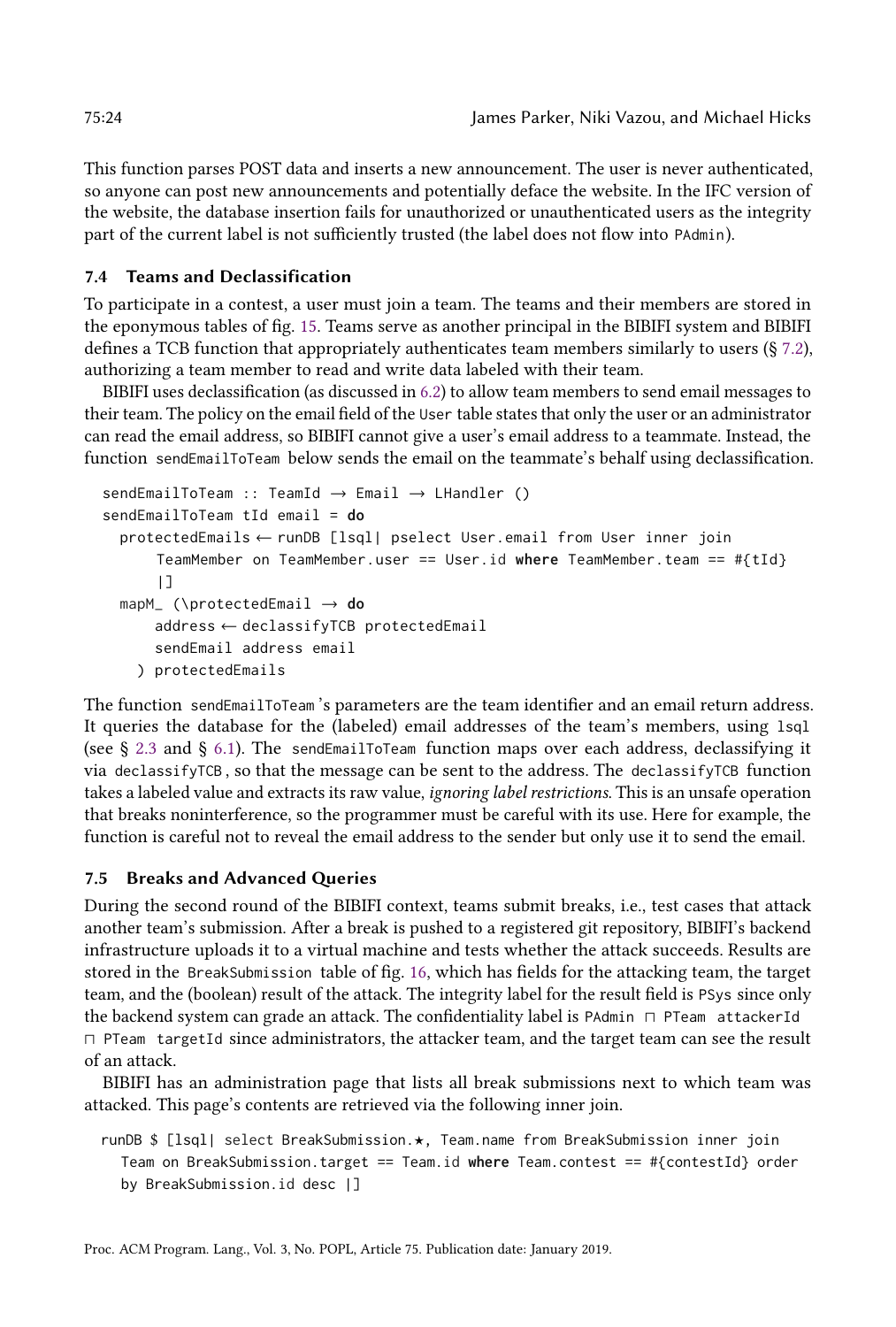This function parses POST data and inserts a new announcement. The user is never authenticated, so anyone can post new announcements and potentially deface the website. In the IFC version of the website, the database insertion fails for unauthorized or unauthenticated users as the integrity part of the current label is not sufficiently trusted (the label does not flow into `PAdmin`).

### 7.4 Teams and Declassification

To participate in a contest, a user must join a team. The teams and their members are stored in the eponymous tables of fig. 15. Teams serve as another principal in the BIBIFI system and BIBIFI defines a TCB function that appropriately authenticates team members similarly to users (§ 7.2), authorizing a team member to read and write data labeled with their team.

BIBIFI uses declassification (as discussed in 6.2) to allow team members to send email messages to their team. The policy on the email field of the `User` table states that only the user or an administrator can read the email address, so BIBIFI cannot give a user's email address to a teammate. Instead, the function `sendEmailToTeam` below sends the email on the teammate's behalf using declassification.

```
sendEmailToTeam :: TeamId → Email → LHandler ()
sendEmailToTeam tId email = do
  protectedEmails ← runDB [lsql| pselect User.email from User inner join
      TeamMember on TeamMember.user == User.id where TeamMember.team == #{tId}
      |]
  mapM_ (\protectedEmail → do
      address ← declassifyTCB protectedEmail
      sendEmail address email
    ) protectedEmails
```

The function `sendEmailToTeam`'s parameters are the team identifier and an email return address. It queries the database for the (labeled) email addresses of the team's members, using `lsql` (see § 2.3 and § 6.1). The `sendEmailToTeam` function maps over each address, declassifying it via `declassifyTCB`, so that the message can be sent to the address. The `declassifyTCB` function takes a labeled value and extracts its raw value, *ignoring label restrictions*. This is an unsafe operation that breaks noninterference, so the programmer must be careful with its use. Here for example, the function is careful not to reveal the email address to the sender but only use it to send the email.

### 7.5 Breaks and Advanced Queries

During the second round of the BIBIFI context, teams submit breaks, i.e., test cases that attack another team's submission. After a break is pushed to a registered git repository, BIBIFI's backend infrastructure uploads it to a virtual machine and tests whether the attack succeeds. Results are stored in the `BreakSubmission` table of fig. 16, which has fields for the attacking team, the target team, and the (boolean) result of the attack. The integrity label for the result field is `PSys` since only the backend system can grade an attack. The confidentiality label is `PAdmin ⊓ PTeam attackerId ⊓ PTeam targetId` since administrators, the attacker team, and the target team can see the result of an attack.

BIBIFI has an administration page that lists all break submissions next to which team was attacked. This page's contents are retrieved via the following inner join.

```
runDB $ [lsql| select BreakSubmission.★, Team.name from BreakSubmission inner join
  Team on BreakSubmission.target == Team.id where Team.contest == #{contestId} order
  by BreakSubmission.id desc |]
```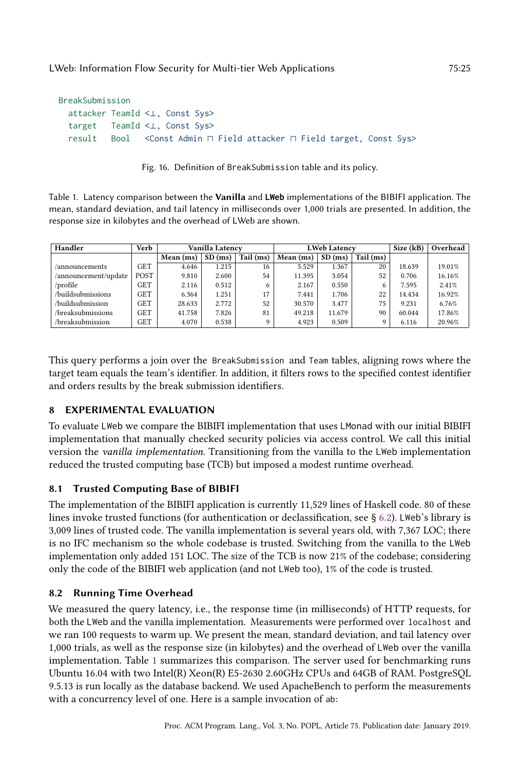```
BreakSubmission
  attacker TeamId <⊥, Const Sys>
  target   TeamId <⊥, Const Sys>
  result   Bool   <Const Admin ⊓ Field attacker ⊓ Field target, Const Sys>
```

Fig. 16. Definition of BreakSubmission table and its policy.

Table 1. Latency comparison between the **Vanilla** and **LWeb** implementations of the BIBIFI application. The mean, standard deviation, and tail latency in milliseconds over 1,000 trials are presented. In addition, the response size in kilobytes and the overhead of LWeb are shown.

| Handler | Verb | Vanilla Latency | | | LWeb Latency | | | Size (kB) | Overhead |
|---|---|---|---|---|---|---|---|---|---|
| | | Mean (ms) | SD (ms) | Tail (ms) | Mean (ms) | SD (ms) | Tail (ms) | | |
| /announcements | GET | 4.646 | 1.215 | 16 | 5.529 | 1.367 | 20 | 18.639 | 19.01% |
| /announcement/update | POST | 9.810 | 2.600 | 54 | 11.395 | 3.054 | 52 | 0.706 | 16.16% |
| /profile | GET | 2.116 | 0.512 | 6 | 2.167 | 0.550 | 6 | 7.595 | 2.41% |
| /buildsubmissions | GET | 6.364 | 1.251 | 17 | 7.441 | 1.706 | 22 | 14.434 | 16.92% |
| /buildsubmission | GET | 28.633 | 2.772 | 52 | 30.570 | 3.477 | 75 | 9.231 | 6.76% |
| /breaksubmissions | GET | 41.758 | 7.826 | 81 | 49.218 | 11.679 | 90 | 60.044 | 17.86% |
| /breaksubmission | GET | 4.070 | 0.538 | 9 | 4.923 | 0.509 | 9 | 6.116 | 20.96% |

This query performs a join over the BreakSubmission and Team tables, aligning rows where the target team equals the team's identifier. In addition, it filters rows to the specified contest identifier and orders results by the break submission identifiers.

## 8 EXPERIMENTAL EVALUATION

To evaluate LWeb we compare the BIBIFI implementation that uses LMonad with our initial BIBIFI implementation that manually checked security policies via access control. We call this initial version the *vanilla implementation*. Transitioning from the vanilla to the LWeb implementation reduced the trusted computing base (TCB) but imposed a modest runtime overhead.

### 8.1 Trusted Computing Base of BIBIFI

The implementation of the BIBIFI application is currently 11,529 lines of Haskell code. 80 of these lines invoke trusted functions (for authentication or declassification, see § 6.2). LWeb's library is 3,009 lines of trusted code. The vanilla implementation is several years old, with 7,367 LOC; there is no IFC mechanism so the whole codebase is trusted. Switching from the vanilla to the LWeb implementation only added 151 LOC. The size of the TCB is now 21% of the codebase; considering only the code of the BIBIFI web application (and not LWeb too), 1% of the code is trusted.

### 8.2 Running Time Overhead

We measured the query latency, i.e., the response time (in milliseconds) of HTTP requests, for both the LWeb and the vanilla implementation. Measurements were performed over localhost and we ran 100 requests to warm up. We present the mean, standard deviation, and tail latency over 1,000 trials, as well as the response size (in kilobytes) and the overhead of LWeb over the vanilla implementation. Table 1 summarizes this comparison. The server used for benchmarking runs Ubuntu 16.04 with two Intel(R) Xeon(R) E5-2630 2.60GHz CPUs and 64GB of RAM. PostgreSQL 9.5.13 is run locally as the database backend. We used ApacheBench to perform the measurements with a concurrency level of one. Here is a sample invocation of ab: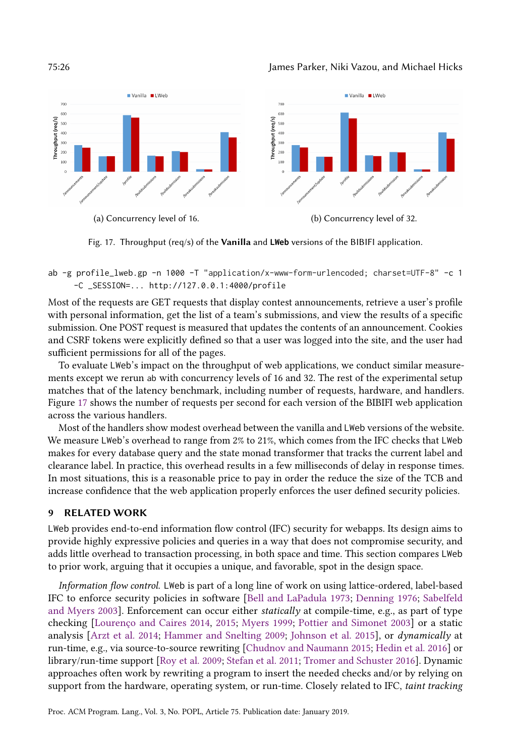(a) Concurrency level of 16.

(b) Concurrency level of 32.

Fig. 17. Throughput (req/s) of the **Vanilla** and **LWeb** versions of the BIBIFI application.

```
ab -g profile_lweb.gp -n 1000 -T "application/x-www-form-urlencoded; charset=UTF-8" -c 1
    -C _SESSION=... http://127.0.0.1:4000/profile
```

Most of the requests are GET requests that display contest announcements, retrieve a user's profile with personal information, get the list of a team's submissions, and view the results of a specific submission. One POST request is measured that updates the contents of an announcement. Cookies and CSRF tokens were explicitly defined so that a user was logged into the site, and the user had sufficient permissions for all of the pages.

To evaluate LWeb's impact on the throughput of web applications, we conduct similar measurements except we rerun ab with concurrency levels of 16 and 32. The rest of the experimental setup matches that of the latency benchmark, including number of requests, hardware, and handlers. Figure 17 shows the number of requests per second for each version of the BIBIFI web application across the various handlers.

Most of the handlers show modest overhead between the vanilla and LWeb versions of the website. We measure LWeb's overhead to range from 2% to 21%, which comes from the IFC checks that LWeb makes for every database query and the state monad transformer that tracks the current label and clearance label. In practice, this overhead results in a few milliseconds of delay in response times. In most situations, this is a reasonable price to pay in order the reduce the size of the TCB and increase confidence that the web application properly enforces the user defined security policies.

## 9 RELATED WORK

LWeb provides end-to-end information flow control (IFC) security for webapps. Its design aims to provide highly expressive policies and queries in a way that does not compromise security, and adds little overhead to transaction processing, in both space and time. This section compares LWeb to prior work, arguing that it occupies a unique, and favorable, spot in the design space.

*Information flow control.* LWeb is part of a long line of work on using lattice-ordered, label-based IFC to enforce security policies in software [Bell and LaPadula 1973; Denning 1976; Sabelfeld and Myers 2003]. Enforcement can occur either *statically* at compile-time, e.g., as part of type checking [Lourenço and Caires 2014, 2015; Myers 1999; Pottier and Simonet 2003] or a static analysis [Arzt et al. 2014; Hammer and Snelting 2009; Johnson et al. 2015], or *dynamically* at run-time, e.g., via source-to-source rewriting [Chudnov and Naumann 2015; Hedin et al. 2016] or library/run-time support [Roy et al. 2009; Stefan et al. 2011; Tromer and Schuster 2016]. Dynamic approaches often work by rewriting a program to insert the needed checks and/or by relying on support from the hardware, operating system, or run-time. Closely related to IFC, *taint tracking*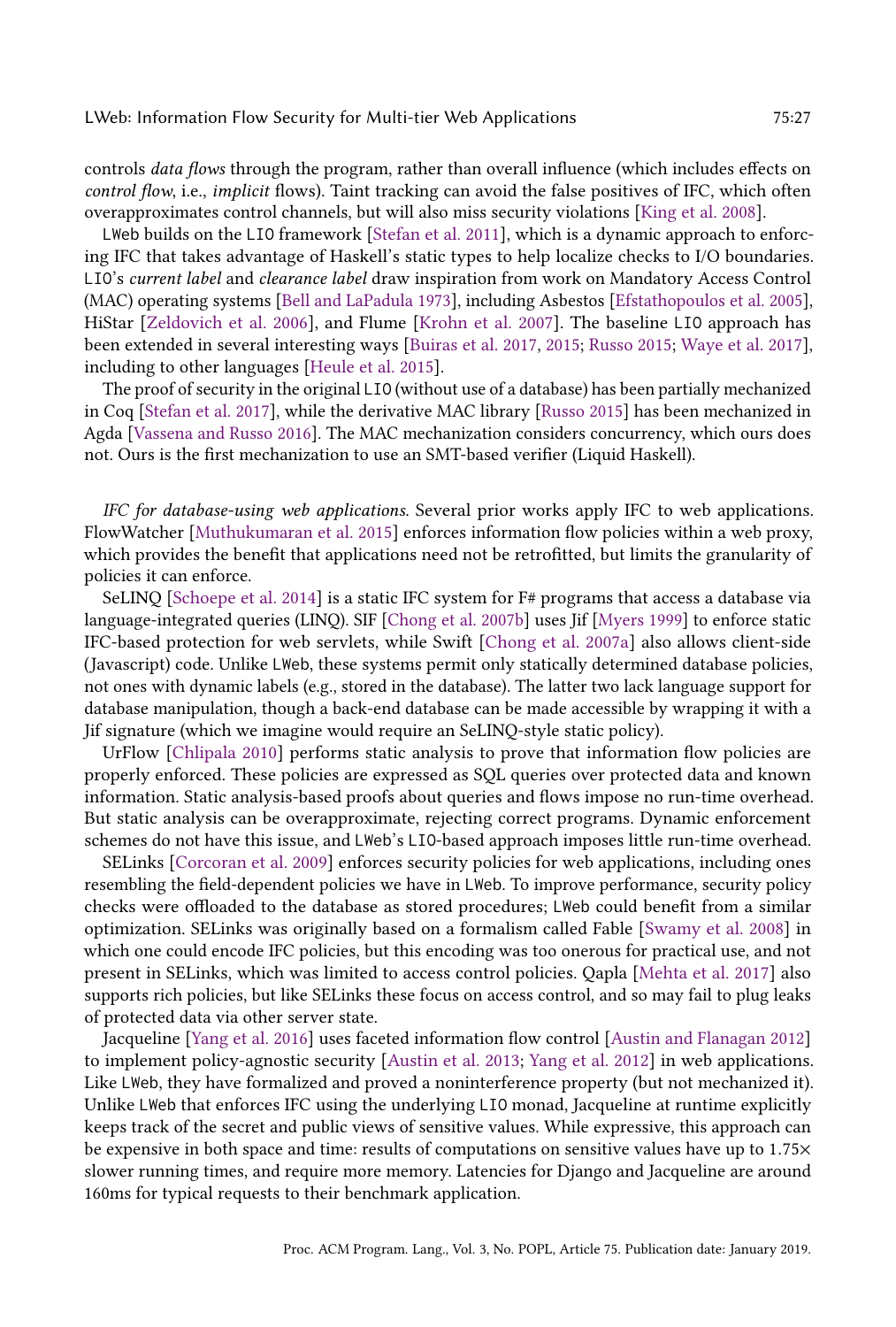controls *data flows* through the program, rather than overall influence (which includes effects on *control flow*, i.e., *implicit* flows). Taint tracking can avoid the false positives of IFC, which often overapproximates control channels, but will also miss security violations [King et al. 2008].

LWeb builds on the LIO framework [Stefan et al. 2011], which is a dynamic approach to enforcing IFC that takes advantage of Haskell's static types to help localize checks to I/O boundaries. LIO's *current label* and *clearance label* draw inspiration from work on Mandatory Access Control (MAC) operating systems [Bell and LaPadula 1973], including Asbestos [Efstathopoulos et al. 2005], HiStar [Zeldovich et al. 2006], and Flume [Krohn et al. 2007]. The baseline LIO approach has been extended in several interesting ways [Buiras et al. 2017, 2015; Russo 2015; Waye et al. 2017], including to other languages [Heule et al. 2015].

The proof of security in the original LIO (without use of a database) has been partially mechanized in Coq [Stefan et al. 2017], while the derivative MAC library [Russo 2015] has been mechanized in Agda [Vassena and Russo 2016]. The MAC mechanization considers concurrency, which ours does not. Ours is the first mechanization to use an SMT-based verifier (Liquid Haskell).

*IFC for database-using web applications.* Several prior works apply IFC to web applications. FlowWatcher [Muthukumaran et al. 2015] enforces information flow policies within a web proxy, which provides the benefit that applications need not be retrofitted, but limits the granularity of policies it can enforce.

SeLINQ [Schoepe et al. 2014] is a static IFC system for F# programs that access a database via language-integrated queries (LINQ). SIF [Chong et al. 2007b] uses Jif [Myers 1999] to enforce static IFC-based protection for web servlets, while Swift [Chong et al. 2007a] also allows client-side (Javascript) code. Unlike LWeb, these systems permit only statically determined database policies, not ones with dynamic labels (e.g., stored in the database). The latter two lack language support for database manipulation, though a back-end database can be made accessible by wrapping it with a Jif signature (which we imagine would require an SeLINQ-style static policy).

UrFlow [Chlipala 2010] performs static analysis to prove that information flow policies are properly enforced. These policies are expressed as SQL queries over protected data and known information. Static analysis-based proofs about queries and flows impose no run-time overhead. But static analysis can be overapproximate, rejecting correct programs. Dynamic enforcement schemes do not have this issue, and LWeb's LIO-based approach imposes little run-time overhead.

SELinks [Corcoran et al. 2009] enforces security policies for web applications, including ones resembling the field-dependent policies we have in LWeb. To improve performance, security policy checks were offloaded to the database as stored procedures; LWeb could benefit from a similar optimization. SELinks was originally based on a formalism called Fable [Swamy et al. 2008] in which one could encode IFC policies, but this encoding was too onerous for practical use, and not present in SELinks, which was limited to access control policies. Qapla [Mehta et al. 2017] also supports rich policies, but like SELinks these focus on access control, and so may fail to plug leaks of protected data via other server state.

Jacqueline [Yang et al. 2016] uses faceted information flow control [Austin and Flanagan 2012] to implement policy-agnostic security [Austin et al. 2013; Yang et al. 2012] in web applications. Like LWeb, they have formalized and proved a noninterference property (but not mechanized it). Unlike LWeb that enforces IFC using the underlying LIO monad, Jacqueline at runtime explicitly keeps track of the secret and public views of sensitive values. While expressive, this approach can be expensive in both space and time: results of computations on sensitive values have up to 1.75× slower running times, and require more memory. Latencies for Django and Jacqueline are around 160ms for typical requests to their benchmark application.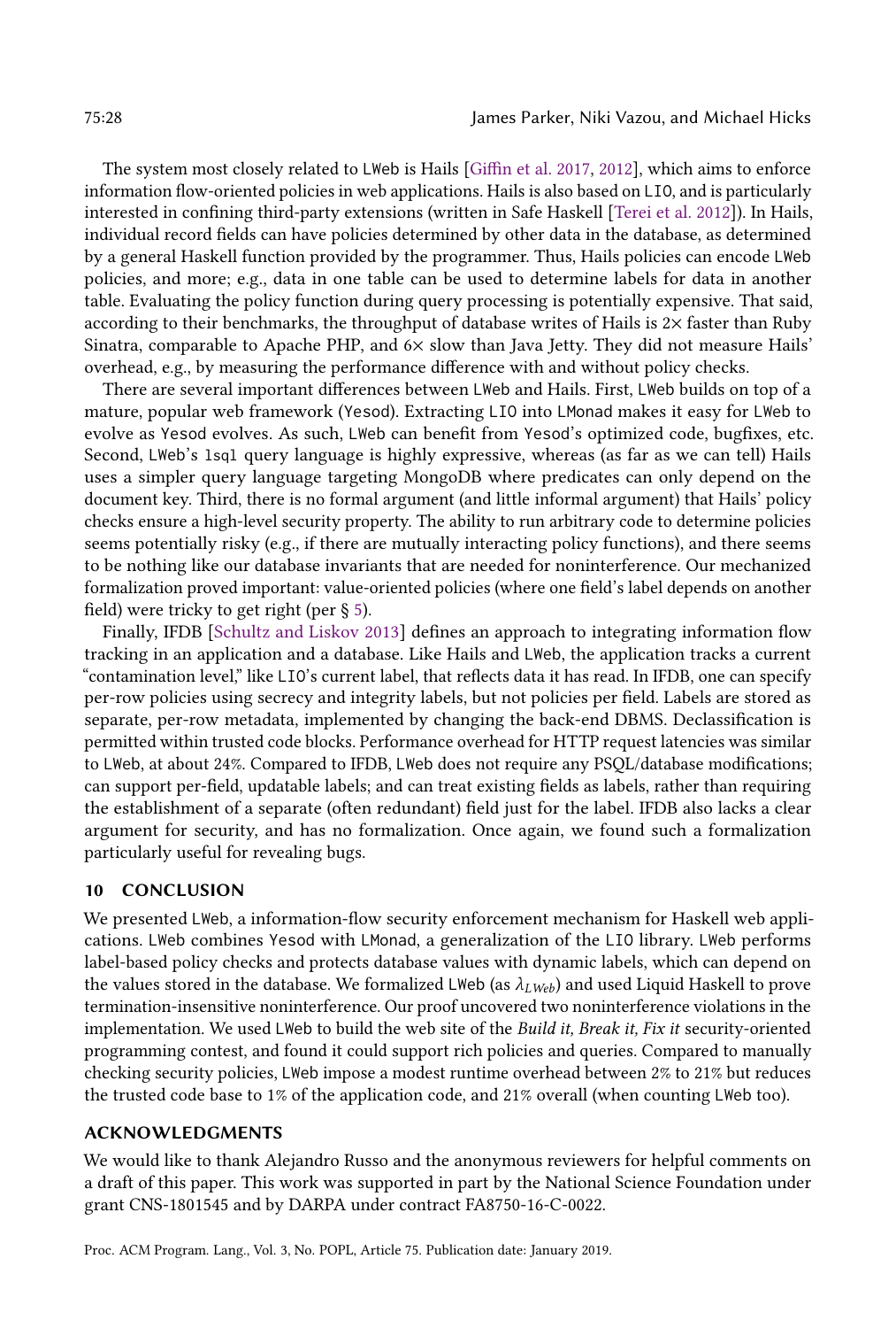The system most closely related to LWeb is Hails [Giffin et al. 2017, 2012], which aims to enforce information flow-oriented policies in web applications. Hails is also based on LIO, and is particularly interested in confining third-party extensions (written in Safe Haskell [Terei et al. 2012]). In Hails, individual record fields can have policies determined by other data in the database, as determined by a general Haskell function provided by the programmer. Thus, Hails policies can encode LWeb policies, and more; e.g., data in one table can be used to determine labels for data in another table. Evaluating the policy function during query processing is potentially expensive. That said, according to their benchmarks, the throughput of database writes of Hails is 2× faster than Ruby Sinatra, comparable to Apache PHP, and 6× slow than Java Jetty. They did not measure Hails' overhead, e.g., by measuring the performance difference with and without policy checks.

There are several important differences between LWeb and Hails. First, LWeb builds on top of a mature, popular web framework (Yesod). Extracting LIO into LMonad makes it easy for LWeb to evolve as Yesod evolves. As such, LWeb can benefit from Yesod's optimized code, bugfixes, etc. Second, LWeb's lsql query language is highly expressive, whereas (as far as we can tell) Hails uses a simpler query language targeting MongoDB where predicates can only depend on the document key. Third, there is no formal argument (and little informal argument) that Hails' policy checks ensure a high-level security property. The ability to run arbitrary code to determine policies seems potentially risky (e.g., if there are mutually interacting policy functions), and there seems to be nothing like our database invariants that are needed for noninterference. Our mechanized formalization proved important: value-oriented policies (where one field's label depends on another field) were tricky to get right (per § 5).

Finally, IFDB [Schultz and Liskov 2013] defines an approach to integrating information flow tracking in an application and a database. Like Hails and LWeb, the application tracks a current "contamination level," like LIO's current label, that reflects data it has read. In IFDB, one can specify per-row policies using secrecy and integrity labels, but not policies per field. Labels are stored as separate, per-row metadata, implemented by changing the back-end DBMS. Declassification is permitted within trusted code blocks. Performance overhead for HTTP request latencies was similar to LWeb, at about 24%. Compared to IFDB, LWeb does not require any PSQL/database modifications; can support per-field, updatable labels; and can treat existing fields as labels, rather than requiring the establishment of a separate (often redundant) field just for the label. IFDB also lacks a clear argument for security, and has no formalization. Once again, we found such a formalization particularly useful for revealing bugs.

## 10 CONCLUSION

We presented LWeb, a information-flow security enforcement mechanism for Haskell web applications. LWeb combines Yesod with LMonad, a generalization of the LIO library. LWeb performs label-based policy checks and protects database values with dynamic labels, which can depend on the values stored in the database. We formalized LWeb (as $\lambda_{LWeb}$) and used Liquid Haskell to prove termination-insensitive noninterference. Our proof uncovered two noninterference violations in the implementation. We used LWeb to build the web site of the *Build it, Break it, Fix it* security-oriented programming contest, and found it could support rich policies and queries. Compared to manually checking security policies, LWeb impose a modest runtime overhead between 2% to 21% but reduces the trusted code base to 1% of the application code, and 21% overall (when counting LWeb too).

## ACKNOWLEDGMENTS

We would like to thank Alejandro Russo and the anonymous reviewers for helpful comments on a draft of this paper. This work was supported in part by the National Science Foundation under grant CNS-1801545 and by DARPA under contract FA8750-16-C-0022.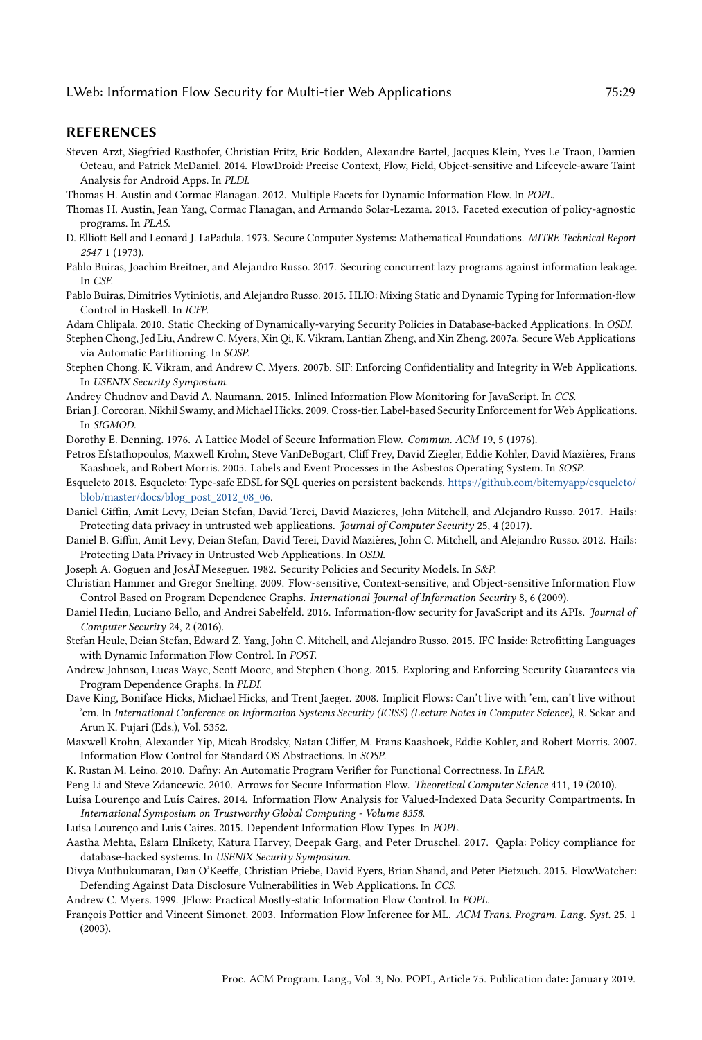## REFERENCES

Steven Arzt, Siegfried Rasthofer, Christian Fritz, Eric Bodden, Alexandre Bartel, Jacques Klein, Yves Le Traon, Damien Octeau, and Patrick McDaniel. 2014. FlowDroid: Precise Context, Flow, Field, Object-sensitive and Lifecycle-aware Taint Analysis for Android Apps. In *PLDI*.

Thomas H. Austin and Cormac Flanagan. 2012. Multiple Facets for Dynamic Information Flow. In *POPL*.

Thomas H. Austin, Jean Yang, Cormac Flanagan, and Armando Solar-Lezama. 2013. Faceted execution of policy-agnostic programs. In *PLAS*.

D. Elliott Bell and Leonard J. LaPadula. 1973. Secure Computer Systems: Mathematical Foundations. *MITRE Technical Report 2547* 1 (1973).

Pablo Buiras, Joachim Breitner, and Alejandro Russo. 2017. Securing concurrent lazy programs against information leakage. In *CSF*.

Pablo Buiras, Dimitrios Vytiniotis, and Alejandro Russo. 2015. HLIO: Mixing Static and Dynamic Typing for Information-flow Control in Haskell. In *ICFP*.

Adam Chlipala. 2010. Static Checking of Dynamically-varying Security Policies in Database-backed Applications. In *OSDI*.

Stephen Chong, Jed Liu, Andrew C. Myers, Xin Qi, K. Vikram, Lantian Zheng, and Xin Zheng. 2007a. Secure Web Applications via Automatic Partitioning. In *SOSP*.

Stephen Chong, K. Vikram, and Andrew C. Myers. 2007b. SIF: Enforcing Confidentiality and Integrity in Web Applications. In *USENIX Security Symposium*.

Andrey Chudnov and David A. Naumann. 2015. Inlined Information Flow Monitoring for JavaScript. In *CCS*.

Brian J. Corcoran, Nikhil Swamy, and Michael Hicks. 2009. Cross-tier, Label-based Security Enforcement for Web Applications. In *SIGMOD*.

Dorothy E. Denning. 1976. A Lattice Model of Secure Information Flow. *Commun. ACM* 19, 5 (1976).

Petros Efstathopoulos, Maxwell Krohn, Steve VanDeBogart, Cliff Frey, David Ziegler, Eddie Kohler, David Mazières, Frans Kaashoek, and Robert Morris. 2005. Labels and Event Processes in the Asbestos Operating System. In *SOSP*.

Esqueleto 2018. Esqueleto: Type-safe EDSL for SQL queries on persistent backends. https://github.com/bitemyapp/esqueleto/blob/master/docs/blog_post_2012_08_06.

Daniel Giffin, Amit Levy, Deian Stefan, David Terei, David Mazieres, John Mitchell, and Alejandro Russo. 2017. Hails: Protecting data privacy in untrusted web applications. *Journal of Computer Security* 25, 4 (2017).

Daniel B. Giffin, Amit Levy, Deian Stefan, David Terei, David Mazières, John C. Mitchell, and Alejandro Russo. 2012. Hails: Protecting Data Privacy in Untrusted Web Applications. In *OSDI*.

Joseph A. Goguen and JosÃľ Meseguer. 1982. Security Policies and Security Models. In *S&P*.

Christian Hammer and Gregor Snelting. 2009. Flow-sensitive, Context-sensitive, and Object-sensitive Information Flow Control Based on Program Dependence Graphs. *International Journal of Information Security* 8, 6 (2009).

Daniel Hedin, Luciano Bello, and Andrei Sabelfeld. 2016. Information-flow security for JavaScript and its APIs. *Journal of Computer Security* 24, 2 (2016).

Stefan Heule, Deian Stefan, Edward Z. Yang, John C. Mitchell, and Alejandro Russo. 2015. IFC Inside: Retrofitting Languages with Dynamic Information Flow Control. In *POST*.

Andrew Johnson, Lucas Waye, Scott Moore, and Stephen Chong. 2015. Exploring and Enforcing Security Guarantees via Program Dependence Graphs. In *PLDI*.

Dave King, Boniface Hicks, Michael Hicks, and Trent Jaeger. 2008. Implicit Flows: Can't live with 'em, can't live without 'em. In *International Conference on Information Systems Security (ICISS) (Lecture Notes in Computer Science)*, R. Sekar and Arun K. Pujari (Eds.), Vol. 5352.

Maxwell Krohn, Alexander Yip, Micah Brodsky, Natan Cliffer, M. Frans Kaashoek, Eddie Kohler, and Robert Morris. 2007. Information Flow Control for Standard OS Abstractions. In *SOSP*.

K. Rustan M. Leino. 2010. Dafny: An Automatic Program Verifier for Functional Correctness. In *LPAR*.

Peng Li and Steve Zdancewic. 2010. Arrows for Secure Information Flow. *Theoretical Computer Science* 411, 19 (2010).

Luísa Lourenço and Luís Caires. 2014. Information Flow Analysis for Valued-Indexed Data Security Compartments. In *International Symposium on Trustworthy Global Computing - Volume 8358*.

Luísa Lourenço and Luís Caires. 2015. Dependent Information Flow Types. In *POPL*.

Aastha Mehta, Eslam Elnikety, Katura Harvey, Deepak Garg, and Peter Druschel. 2017. Qapla: Policy compliance for database-backed systems. In *USENIX Security Symposium*.

Divya Muthukumaran, Dan O'Keeffe, Christian Priebe, David Eyers, Brian Shand, and Peter Pietzuch. 2015. FlowWatcher: Defending Against Data Disclosure Vulnerabilities in Web Applications. In *CCS*.

Andrew C. Myers. 1999. JFlow: Practical Mostly-static Information Flow Control. In *POPL*.

François Pottier and Vincent Simonet. 2003. Information Flow Inference for ML. *ACM Trans. Program. Lang. Syst.* 25, 1 (2003).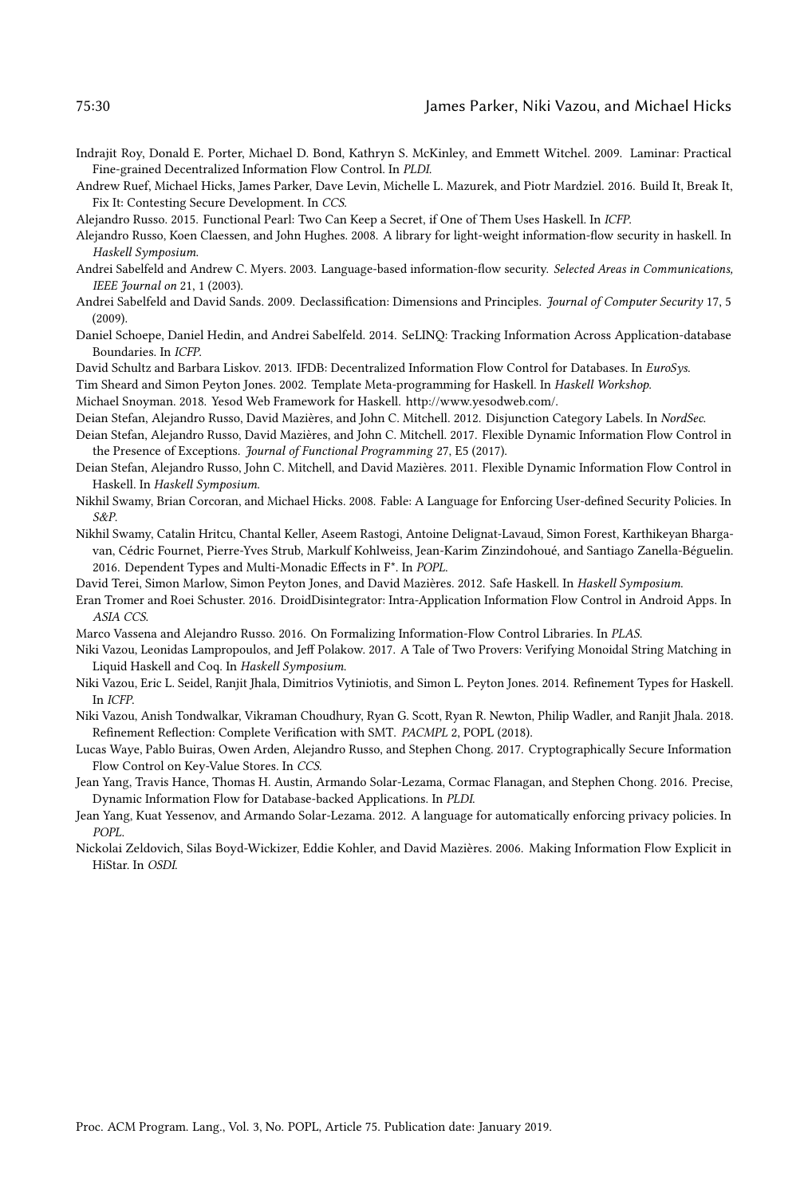Indrajit Roy, Donald E. Porter, Michael D. Bond, Kathryn S. McKinley, and Emmett Witchel. 2009. Laminar: Practical Fine-grained Decentralized Information Flow Control. In *PLDI*.

Andrew Ruef, Michael Hicks, James Parker, Dave Levin, Michelle L. Mazurek, and Piotr Mardziel. 2016. Build It, Break It, Fix It: Contesting Secure Development. In *CCS*.

Alejandro Russo. 2015. Functional Pearl: Two Can Keep a Secret, if One of Them Uses Haskell. In *ICFP*.

Alejandro Russo, Koen Claessen, and John Hughes. 2008. A library for light-weight information-flow security in haskell. In *Haskell Symposium*.

Andrei Sabelfeld and Andrew C. Myers. 2003. Language-based information-flow security. *Selected Areas in Communications, IEEE Journal on* 21, 1 (2003).

Andrei Sabelfeld and David Sands. 2009. Declassification: Dimensions and Principles. *Journal of Computer Security* 17, 5 (2009).

Daniel Schoepe, Daniel Hedin, and Andrei Sabelfeld. 2014. SeLINQ: Tracking Information Across Application-database Boundaries. In *ICFP*.

David Schultz and Barbara Liskov. 2013. IFDB: Decentralized Information Flow Control for Databases. In *EuroSys*.

Tim Sheard and Simon Peyton Jones. 2002. Template Meta-programming for Haskell. In *Haskell Workshop*.

Michael Snoyman. 2018. Yesod Web Framework for Haskell. http://www.yesodweb.com/.

Deian Stefan, Alejandro Russo, David Mazières, and John C. Mitchell. 2012. Disjunction Category Labels. In *NordSec*.

Deian Stefan, Alejandro Russo, David Mazières, and John C. Mitchell. 2017. Flexible Dynamic Information Flow Control in the Presence of Exceptions. *Journal of Functional Programming* 27, E5 (2017).

Deian Stefan, Alejandro Russo, John C. Mitchell, and David Mazières. 2011. Flexible Dynamic Information Flow Control in Haskell. In *Haskell Symposium*.

Nikhil Swamy, Brian Corcoran, and Michael Hicks. 2008. Fable: A Language for Enforcing User-defined Security Policies. In *S&P*.

Nikhil Swamy, Catalin Hritcu, Chantal Keller, Aseem Rastogi, Antoine Delignat-Lavaud, Simon Forest, Karthikeyan Bhargavan, Cédric Fournet, Pierre-Yves Strub, Markulf Kohlweiss, Jean-Karim Zinzindohoué, and Santiago Zanella-Béguelin. 2016. Dependent Types and Multi-Monadic Effects in F*. In *POPL*.

David Terei, Simon Marlow, Simon Peyton Jones, and David Mazières. 2012. Safe Haskell. In *Haskell Symposium*.

Eran Tromer and Roei Schuster. 2016. DroidDisintegrator: Intra-Application Information Flow Control in Android Apps. In *ASIA CCS*.

Marco Vassena and Alejandro Russo. 2016. On Formalizing Information-Flow Control Libraries. In *PLAS*.

Niki Vazou, Leonidas Lampropoulos, and Jeff Polakow. 2017. A Tale of Two Provers: Verifying Monoidal String Matching in Liquid Haskell and Coq. In *Haskell Symposium*.

Niki Vazou, Eric L. Seidel, Ranjit Jhala, Dimitrios Vytiniotis, and Simon L. Peyton Jones. 2014. Refinement Types for Haskell. In *ICFP*.

Niki Vazou, Anish Tondwalkar, Vikraman Choudhury, Ryan G. Scott, Ryan R. Newton, Philip Wadler, and Ranjit Jhala. 2018. Refinement Reflection: Complete Verification with SMT. *PACMPL* 2, POPL (2018).

Lucas Waye, Pablo Buiras, Owen Arden, Alejandro Russo, and Stephen Chong. 2017. Cryptographically Secure Information Flow Control on Key-Value Stores. In *CCS*.

Jean Yang, Travis Hance, Thomas H. Austin, Armando Solar-Lezama, Cormac Flanagan, and Stephen Chong. 2016. Precise, Dynamic Information Flow for Database-backed Applications. In *PLDI*.

Jean Yang, Kuat Yessenov, and Armando Solar-Lezama. 2012. A language for automatically enforcing privacy policies. In *POPL*.

Nickolai Zeldovich, Silas Boyd-Wickizer, Eddie Kohler, and David Mazières. 2006. Making Information Flow Explicit in HiStar. In *OSDI*.